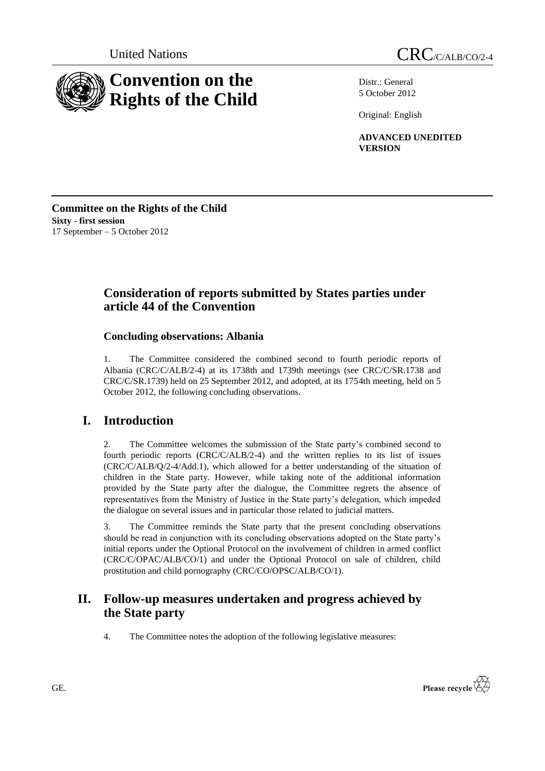United Nations

CRC/C/ALB/CO/2-4

# Convention on the Rights of the Child

Distr.: General
5 October 2012

Original: English

**ADVANCED UNEDITED VERSION**

**Committee on the Rights of the Child**
**Sixty - first session**
17 September – 5 October 2012

## Consideration of reports submitted by States parties under article 44 of the Convention

### Concluding observations: Albania

1. The Committee considered the combined second to fourth periodic reports of Albania (CRC/C/ALB/2-4) at its 1738th and 1739th meetings (see CRC/C/SR.1738 and CRC/C/SR.1739) held on 25 September 2012, and adopted, at its 1754th meeting, held on 5 October 2012, the following concluding observations.

## I. Introduction

2. The Committee welcomes the submission of the State party's combined second to fourth periodic reports (CRC/C/ALB/2-4) and the written replies to its list of issues (CRC/C/ALB/Q/2-4/Add.1), which allowed for a better understanding of the situation of children in the State party. However, while taking note of the additional information provided by the State party after the dialogue, the Committee regrets the absence of representatives from the Ministry of Justice in the State party's delegation, which impeded the dialogue on several issues and in particular those related to judicial matters.

3. The Committee reminds the State party that the present concluding observations should be read in conjunction with its concluding observations adopted on the State party's initial reports under the Optional Protocol on the involvement of children in armed conflict (CRC/C/OPAC/ALB/CO/1) and under the Optional Protocol on sale of children, child prostitution and child pornography (CRC/CO/OPSC/ALB/CO/1).

## II. Follow-up measures undertaken and progress achieved by the State party

4. The Committee notes the adoption of the following legislative measures: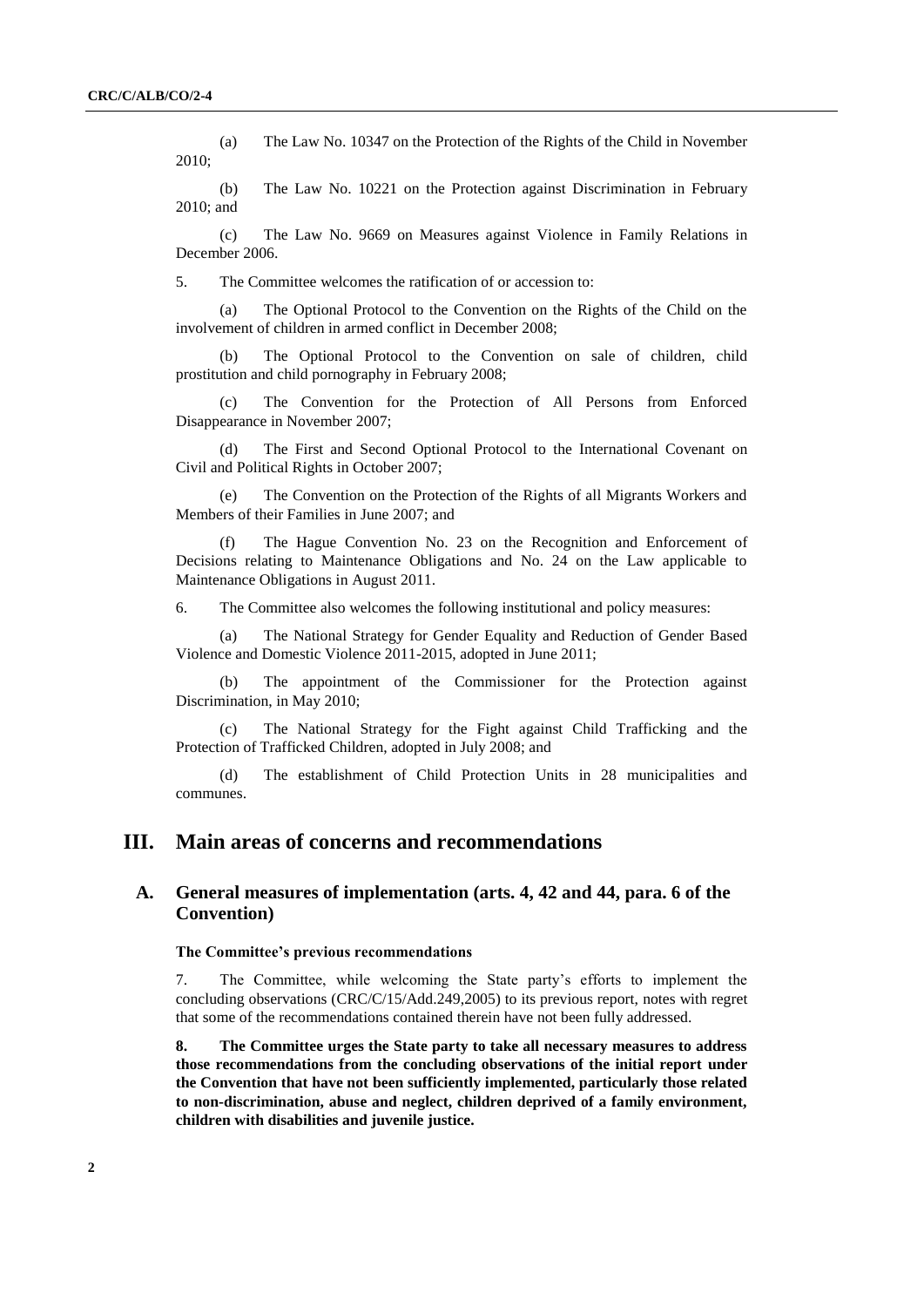(a) The Law No. 10347 on the Protection of the Rights of the Child in November 2010;

(b) The Law No. 10221 on the Protection against Discrimination in February 2010; and

(c) The Law No. 9669 on Measures against Violence in Family Relations in December 2006.

5. The Committee welcomes the ratification of or accession to:

(a) The Optional Protocol to the Convention on the Rights of the Child on the involvement of children in armed conflict in December 2008;

(b) The Optional Protocol to the Convention on sale of children, child prostitution and child pornography in February 2008;

(c) The Convention for the Protection of All Persons from Enforced Disappearance in November 2007;

(d) The First and Second Optional Protocol to the International Covenant on Civil and Political Rights in October 2007;

(e) The Convention on the Protection of the Rights of all Migrants Workers and Members of their Families in June 2007; and

(f) The Hague Convention No. 23 on the Recognition and Enforcement of Decisions relating to Maintenance Obligations and No. 24 on the Law applicable to Maintenance Obligations in August 2011.

6. The Committee also welcomes the following institutional and policy measures:

(a) The National Strategy for Gender Equality and Reduction of Gender Based Violence and Domestic Violence 2011-2015, adopted in June 2011;

(b) The appointment of the Commissioner for the Protection against Discrimination, in May 2010;

(c) The National Strategy for the Fight against Child Trafficking and the Protection of Trafficked Children, adopted in July 2008; and

(d) The establishment of Child Protection Units in 28 municipalities and communes.

# III. Main areas of concerns and recommendations

## A. General measures of implementation (arts. 4, 42 and 44, para. 6 of the Convention)

#### The Committee's previous recommendations

7. The Committee, while welcoming the State party's efforts to implement the concluding observations (CRC/C/15/Add.249,2005) to its previous report, notes with regret that some of the recommendations contained therein have not been fully addressed.

**8. The Committee urges the State party to take all necessary measures to address those recommendations from the concluding observations of the initial report under the Convention that have not been sufficiently implemented, particularly those related to non-discrimination, abuse and neglect, children deprived of a family environment, children with disabilities and juvenile justice.**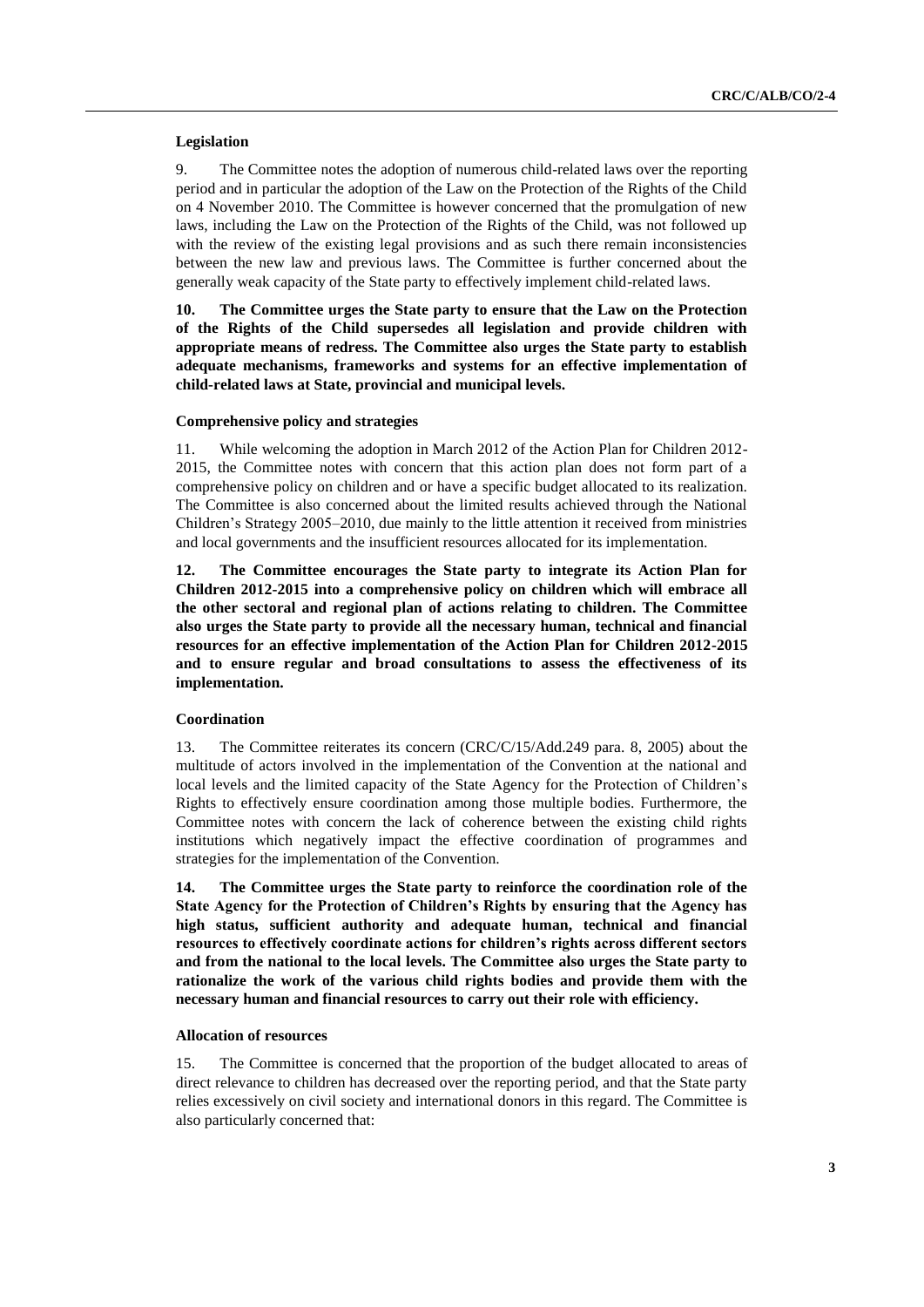### Legislation

9. The Committee notes the adoption of numerous child-related laws over the reporting period and in particular the adoption of the Law on the Protection of the Rights of the Child on 4 November 2010. The Committee is however concerned that the promulgation of new laws, including the Law on the Protection of the Rights of the Child, was not followed up with the review of the existing legal provisions and as such there remain inconsistencies between the new law and previous laws. The Committee is further concerned about the generally weak capacity of the State party to effectively implement child-related laws.

**10. The Committee urges the State party to ensure that the Law on the Protection of the Rights of the Child supersedes all legislation and provide children with appropriate means of redress. The Committee also urges the State party to establish adequate mechanisms, frameworks and systems for an effective implementation of child-related laws at State, provincial and municipal levels.**

### Comprehensive policy and strategies

11. While welcoming the adoption in March 2012 of the Action Plan for Children 2012-2015, the Committee notes with concern that this action plan does not form part of a comprehensive policy on children and or have a specific budget allocated to its realization. The Committee is also concerned about the limited results achieved through the National Children's Strategy 2005–2010, due mainly to the little attention it received from ministries and local governments and the insufficient resources allocated for its implementation.

**12. The Committee encourages the State party to integrate its Action Plan for Children 2012-2015 into a comprehensive policy on children which will embrace all the other sectoral and regional plan of actions relating to children. The Committee also urges the State party to provide all the necessary human, technical and financial resources for an effective implementation of the Action Plan for Children 2012-2015 and to ensure regular and broad consultations to assess the effectiveness of its implementation.**

### Coordination

13. The Committee reiterates its concern (CRC/C/15/Add.249 para. 8, 2005) about the multitude of actors involved in the implementation of the Convention at the national and local levels and the limited capacity of the State Agency for the Protection of Children's Rights to effectively ensure coordination among those multiple bodies. Furthermore, the Committee notes with concern the lack of coherence between the existing child rights institutions which negatively impact the effective coordination of programmes and strategies for the implementation of the Convention.

**14. The Committee urges the State party to reinforce the coordination role of the State Agency for the Protection of Children's Rights by ensuring that the Agency has high status, sufficient authority and adequate human, technical and financial resources to effectively coordinate actions for children's rights across different sectors and from the national to the local levels. The Committee also urges the State party to rationalize the work of the various child rights bodies and provide them with the necessary human and financial resources to carry out their role with efficiency.**

### Allocation of resources

15. The Committee is concerned that the proportion of the budget allocated to areas of direct relevance to children has decreased over the reporting period, and that the State party relies excessively on civil society and international donors in this regard. The Committee is also particularly concerned that: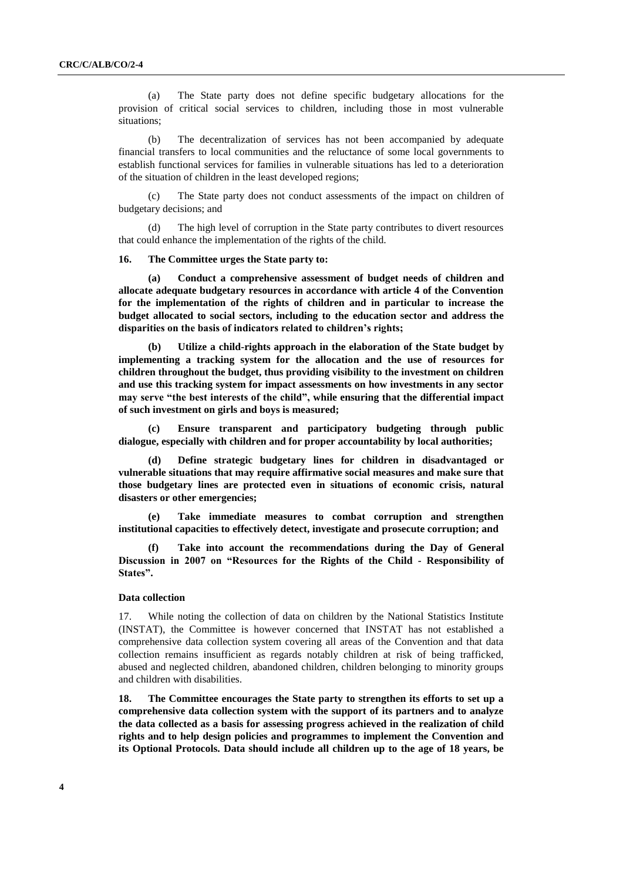(a) The State party does not define specific budgetary allocations for the provision of critical social services to children, including those in most vulnerable situations;

(b) The decentralization of services has not been accompanied by adequate financial transfers to local communities and the reluctance of some local governments to establish functional services for families in vulnerable situations has led to a deterioration of the situation of children in the least developed regions;

(c) The State party does not conduct assessments of the impact on children of budgetary decisions; and

(d) The high level of corruption in the State party contributes to divert resources that could enhance the implementation of the rights of the child.

**16. The Committee urges the State party to:**

**(a) Conduct a comprehensive assessment of budget needs of children and allocate adequate budgetary resources in accordance with article 4 of the Convention for the implementation of the rights of children and in particular to increase the budget allocated to social sectors, including to the education sector and address the disparities on the basis of indicators related to children's rights;**

**(b) Utilize a child-rights approach in the elaboration of the State budget by implementing a tracking system for the allocation and the use of resources for children throughout the budget, thus providing visibility to the investment on children and use this tracking system for impact assessments on how investments in any sector may serve "the best interests of the child", while ensuring that the differential impact of such investment on girls and boys is measured;**

**(c) Ensure transparent and participatory budgeting through public dialogue, especially with children and for proper accountability by local authorities;**

**(d) Define strategic budgetary lines for children in disadvantaged or vulnerable situations that may require affirmative social measures and make sure that those budgetary lines are protected even in situations of economic crisis, natural disasters or other emergencies;**

**(e) Take immediate measures to combat corruption and strengthen institutional capacities to effectively detect, investigate and prosecute corruption; and**

**(f) Take into account the recommendations during the Day of General Discussion in 2007 on "Resources for the Rights of the Child - Responsibility of States".**

### Data collection

17. While noting the collection of data on children by the National Statistics Institute (INSTAT), the Committee is however concerned that INSTAT has not established a comprehensive data collection system covering all areas of the Convention and that data collection remains insufficient as regards notably children at risk of being trafficked, abused and neglected children, abandoned children, children belonging to minority groups and children with disabilities.

**18. The Committee encourages the State party to strengthen its efforts to set up a comprehensive data collection system with the support of its partners and to analyze the data collected as a basis for assessing progress achieved in the realization of child rights and to help design policies and programmes to implement the Convention and its Optional Protocols. Data should include all children up to the age of 18 years, be**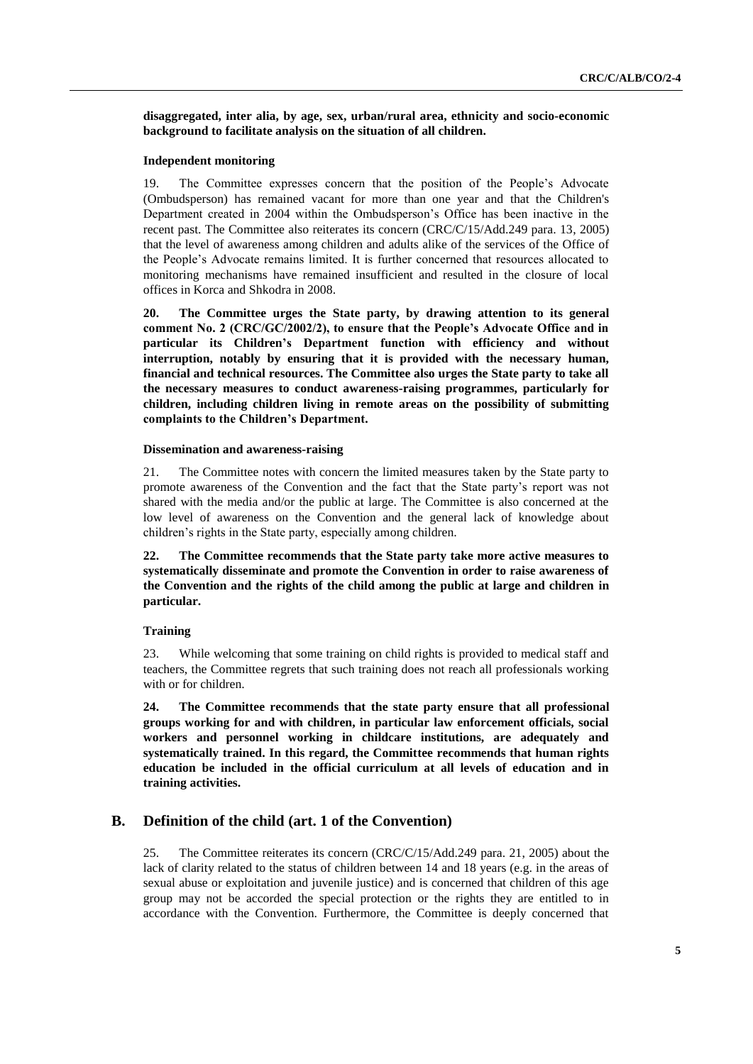**disaggregated, inter alia, by age, sex, urban/rural area, ethnicity and socio-economic background to facilitate analysis on the situation of all children.**

### Independent monitoring

19. The Committee expresses concern that the position of the People's Advocate (Ombudsperson) has remained vacant for more than one year and that the Children's Department created in 2004 within the Ombudsperson's Office has been inactive in the recent past. The Committee also reiterates its concern (CRC/C/15/Add.249 para. 13, 2005) that the level of awareness among children and adults alike of the services of the Office of the People's Advocate remains limited. It is further concerned that resources allocated to monitoring mechanisms have remained insufficient and resulted in the closure of local offices in Korca and Shkodra in 2008.

**20. The Committee urges the State party, by drawing attention to its general comment No. 2 (CRC/GC/2002/2), to ensure that the People's Advocate Office and in particular its Children's Department function with efficiency and without interruption, notably by ensuring that it is provided with the necessary human, financial and technical resources. The Committee also urges the State party to take all the necessary measures to conduct awareness-raising programmes, particularly for children, including children living in remote areas on the possibility of submitting complaints to the Children's Department.**

### Dissemination and awareness-raising

21. The Committee notes with concern the limited measures taken by the State party to promote awareness of the Convention and the fact that the State party's report was not shared with the media and/or the public at large. The Committee is also concerned at the low level of awareness on the Convention and the general lack of knowledge about children's rights in the State party, especially among children.

**22. The Committee recommends that the State party take more active measures to systematically disseminate and promote the Convention in order to raise awareness of the Convention and the rights of the child among the public at large and children in particular.**

### Training

23. While welcoming that some training on child rights is provided to medical staff and teachers, the Committee regrets that such training does not reach all professionals working with or for children.

**24. The Committee recommends that the state party ensure that all professional groups working for and with children, in particular law enforcement officials, social workers and personnel working in childcare institutions, are adequately and systematically trained. In this regard, the Committee recommends that human rights education be included in the official curriculum at all levels of education and in training activities.**

## B. Definition of the child (art. 1 of the Convention)

25. The Committee reiterates its concern (CRC/C/15/Add.249 para. 21, 2005) about the lack of clarity related to the status of children between 14 and 18 years (e.g. in the areas of sexual abuse or exploitation and juvenile justice) and is concerned that children of this age group may not be accorded the special protection or the rights they are entitled to in accordance with the Convention. Furthermore, the Committee is deeply concerned that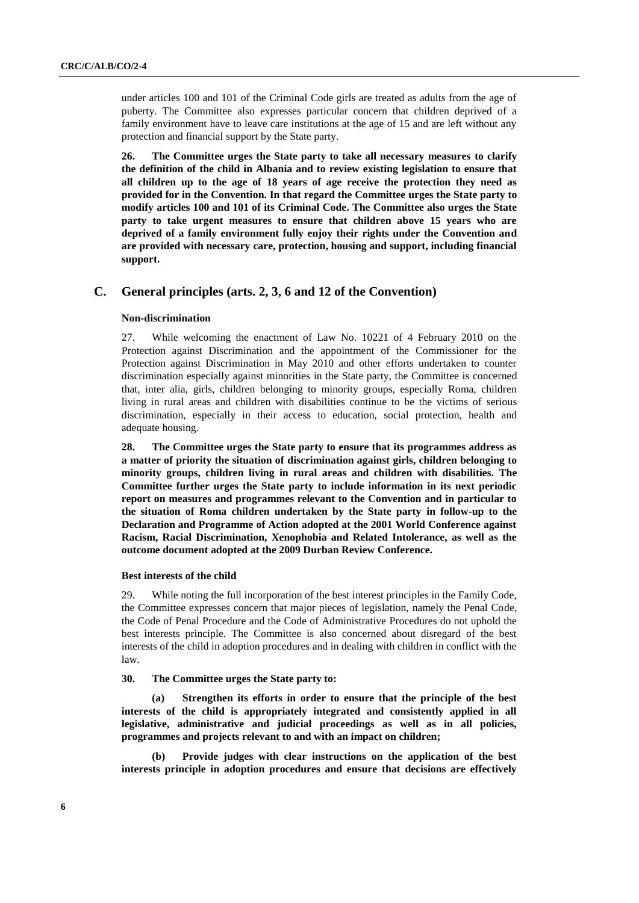under articles 100 and 101 of the Criminal Code girls are treated as adults from the age of puberty. The Committee also expresses particular concern that children deprived of a family environment have to leave care institutions at the age of 15 and are left without any protection and financial support by the State party.

**26. The Committee urges the State party to take all necessary measures to clarify the definition of the child in Albania and to review existing legislation to ensure that all children up to the age of 18 years of age receive the protection they need as provided for in the Convention. In that regard the Committee urges the State party to modify articles 100 and 101 of its Criminal Code. The Committee also urges the State party to take urgent measures to ensure that children above 15 years who are deprived of a family environment fully enjoy their rights under the Convention and are provided with necessary care, protection, housing and support, including financial support.**

## C. General principles (arts. 2, 3, 6 and 12 of the Convention)

### Non-discrimination

27. While welcoming the enactment of Law No. 10221 of 4 February 2010 on the Protection against Discrimination and the appointment of the Commissioner for the Protection against Discrimination in May 2010 and other efforts undertaken to counter discrimination especially against minorities in the State party, the Committee is concerned that, inter alia, girls, children belonging to minority groups, especially Roma, children living in rural areas and children with disabilities continue to be the victims of serious discrimination, especially in their access to education, social protection, health and adequate housing.

**28. The Committee urges the State party to ensure that its programmes address as a matter of priority the situation of discrimination against girls, children belonging to minority groups, children living in rural areas and children with disabilities. The Committee further urges the State party to include information in its next periodic report on measures and programmes relevant to the Convention and in particular to the situation of Roma children undertaken by the State party in follow-up to the Declaration and Programme of Action adopted at the 2001 World Conference against Racism, Racial Discrimination, Xenophobia and Related Intolerance, as well as the outcome document adopted at the 2009 Durban Review Conference.**

### Best interests of the child

29. While noting the full incorporation of the best interest principles in the Family Code, the Committee expresses concern that major pieces of legislation, namely the Penal Code, the Code of Penal Procedure and the Code of Administrative Procedures do not uphold the best interests principle. The Committee is also concerned about disregard of the best interests of the child in adoption procedures and in dealing with children in conflict with the law.

**30. The Committee urges the State party to:**

**(a) Strengthen its efforts in order to ensure that the principle of the best interests of the child is appropriately integrated and consistently applied in all legislative, administrative and judicial proceedings as well as in all policies, programmes and projects relevant to and with an impact on children;**

**(b) Provide judges with clear instructions on the application of the best interests principle in adoption procedures and ensure that decisions are effectively**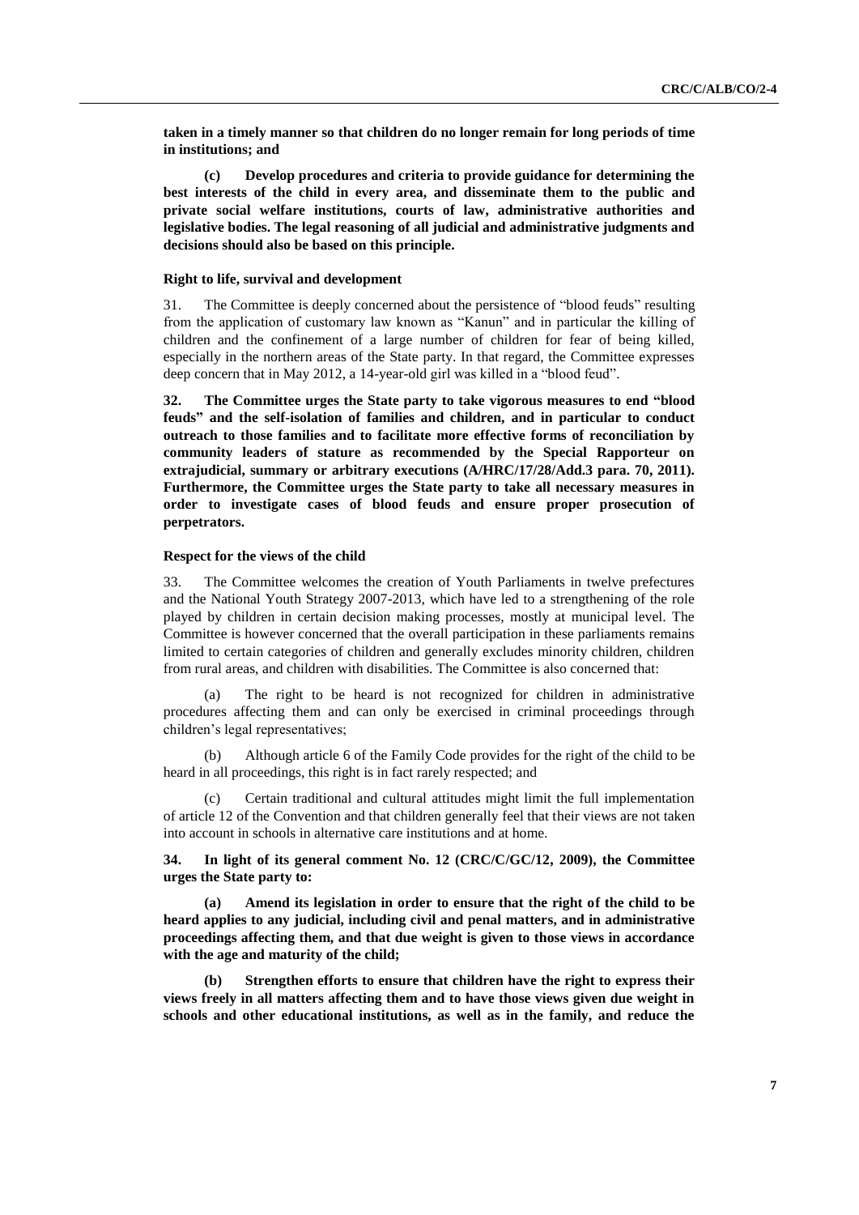**taken in a timely manner so that children do no longer remain for long periods of time in institutions; and**

**(c) Develop procedures and criteria to provide guidance for determining the best interests of the child in every area, and disseminate them to the public and private social welfare institutions, courts of law, administrative authorities and legislative bodies. The legal reasoning of all judicial and administrative judgments and decisions should also be based on this principle.**

#### Right to life, survival and development

31. The Committee is deeply concerned about the persistence of "blood feuds" resulting from the application of customary law known as "Kanun" and in particular the killing of children and the confinement of a large number of children for fear of being killed, especially in the northern areas of the State party. In that regard, the Committee expresses deep concern that in May 2012, a 14-year-old girl was killed in a "blood feud".

**32. The Committee urges the State party to take vigorous measures to end "blood feuds" and the self-isolation of families and children, and in particular to conduct outreach to those families and to facilitate more effective forms of reconciliation by community leaders of stature as recommended by the Special Rapporteur on extrajudicial, summary or arbitrary executions (A/HRC/17/28/Add.3 para. 70, 2011). Furthermore, the Committee urges the State party to take all necessary measures in order to investigate cases of blood feuds and ensure proper prosecution of perpetrators.**

#### Respect for the views of the child

33. The Committee welcomes the creation of Youth Parliaments in twelve prefectures and the National Youth Strategy 2007-2013, which have led to a strengthening of the role played by children in certain decision making processes, mostly at municipal level. The Committee is however concerned that the overall participation in these parliaments remains limited to certain categories of children and generally excludes minority children, children from rural areas, and children with disabilities. The Committee is also concerned that:

(a) The right to be heard is not recognized for children in administrative procedures affecting them and can only be exercised in criminal proceedings through children's legal representatives;

(b) Although article 6 of the Family Code provides for the right of the child to be heard in all proceedings, this right is in fact rarely respected; and

(c) Certain traditional and cultural attitudes might limit the full implementation of article 12 of the Convention and that children generally feel that their views are not taken into account in schools in alternative care institutions and at home.

**34. In light of its general comment No. 12 (CRC/C/GC/12, 2009), the Committee urges the State party to:**

**(a) Amend its legislation in order to ensure that the right of the child to be heard applies to any judicial, including civil and penal matters, and in administrative proceedings affecting them, and that due weight is given to those views in accordance with the age and maturity of the child;**

**(b) Strengthen efforts to ensure that children have the right to express their views freely in all matters affecting them and to have those views given due weight in schools and other educational institutions, as well as in the family, and reduce the**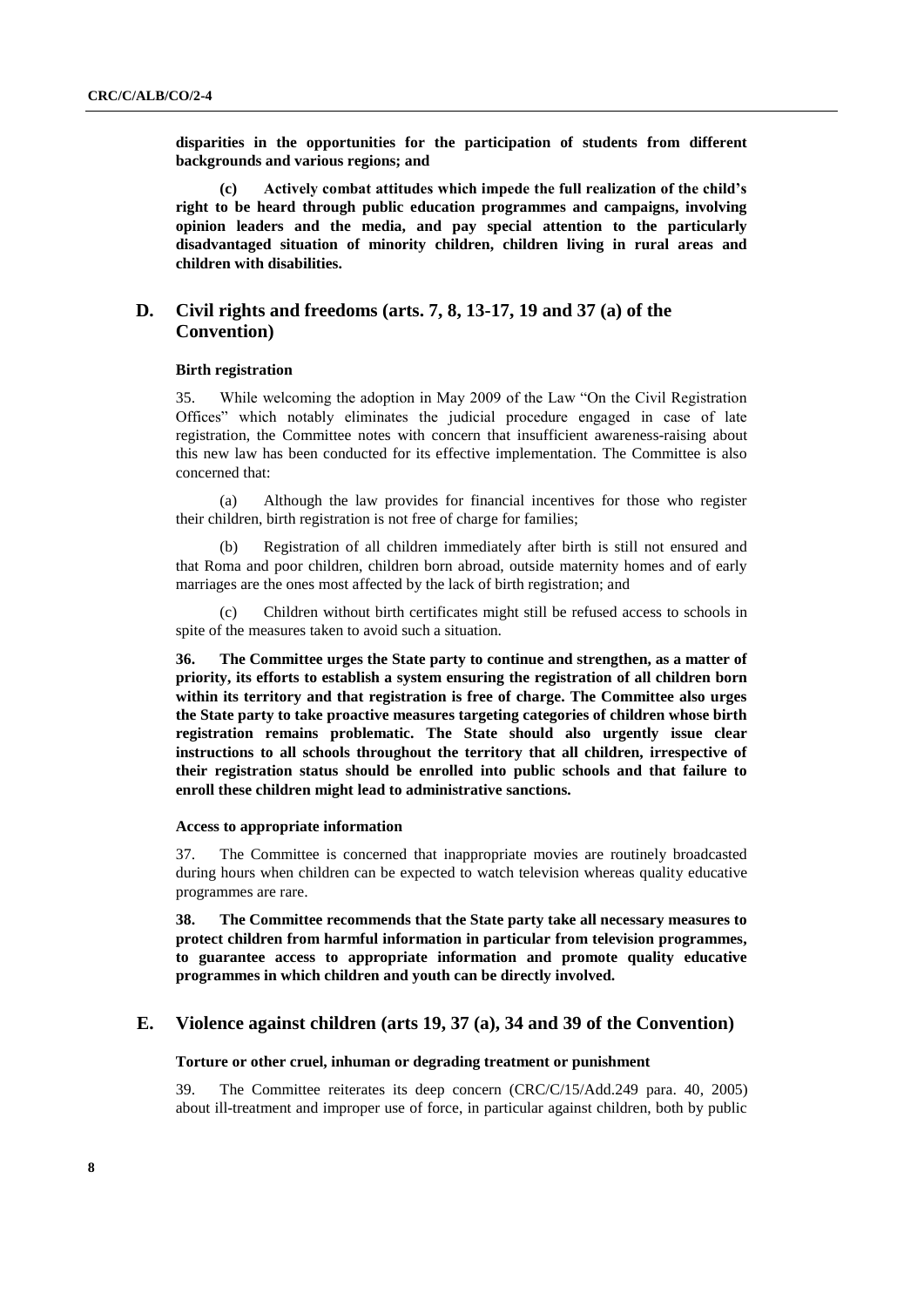**disparities in the opportunities for the participation of students from different backgrounds and various regions; and**

**(c) Actively combat attitudes which impede the full realization of the child's right to be heard through public education programmes and campaigns, involving opinion leaders and the media, and pay special attention to the particularly disadvantaged situation of minority children, children living in rural areas and children with disabilities.**

## D. Civil rights and freedoms (arts. 7, 8, 13-17, 19 and 37 (a) of the Convention)

### Birth registration

35. While welcoming the adoption in May 2009 of the Law "On the Civil Registration Offices" which notably eliminates the judicial procedure engaged in case of late registration, the Committee notes with concern that insufficient awareness-raising about this new law has been conducted for its effective implementation. The Committee is also concerned that:

(a) Although the law provides for financial incentives for those who register their children, birth registration is not free of charge for families;

(b) Registration of all children immediately after birth is still not ensured and that Roma and poor children, children born abroad, outside maternity homes and of early marriages are the ones most affected by the lack of birth registration; and

(c) Children without birth certificates might still be refused access to schools in spite of the measures taken to avoid such a situation.

**36. The Committee urges the State party to continue and strengthen, as a matter of priority, its efforts to establish a system ensuring the registration of all children born within its territory and that registration is free of charge. The Committee also urges the State party to take proactive measures targeting categories of children whose birth registration remains problematic. The State should also urgently issue clear instructions to all schools throughout the territory that all children, irrespective of their registration status should be enrolled into public schools and that failure to enroll these children might lead to administrative sanctions.**

### Access to appropriate information

37. The Committee is concerned that inappropriate movies are routinely broadcasted during hours when children can be expected to watch television whereas quality educative programmes are rare.

**38. The Committee recommends that the State party take all necessary measures to protect children from harmful information in particular from television programmes, to guarantee access to appropriate information and promote quality educative programmes in which children and youth can be directly involved.**

## E. Violence against children (arts 19, 37 (a), 34 and 39 of the Convention)

### Torture or other cruel, inhuman or degrading treatment or punishment

39. The Committee reiterates its deep concern (CRC/C/15/Add.249 para. 40, 2005) about ill-treatment and improper use of force, in particular against children, both by public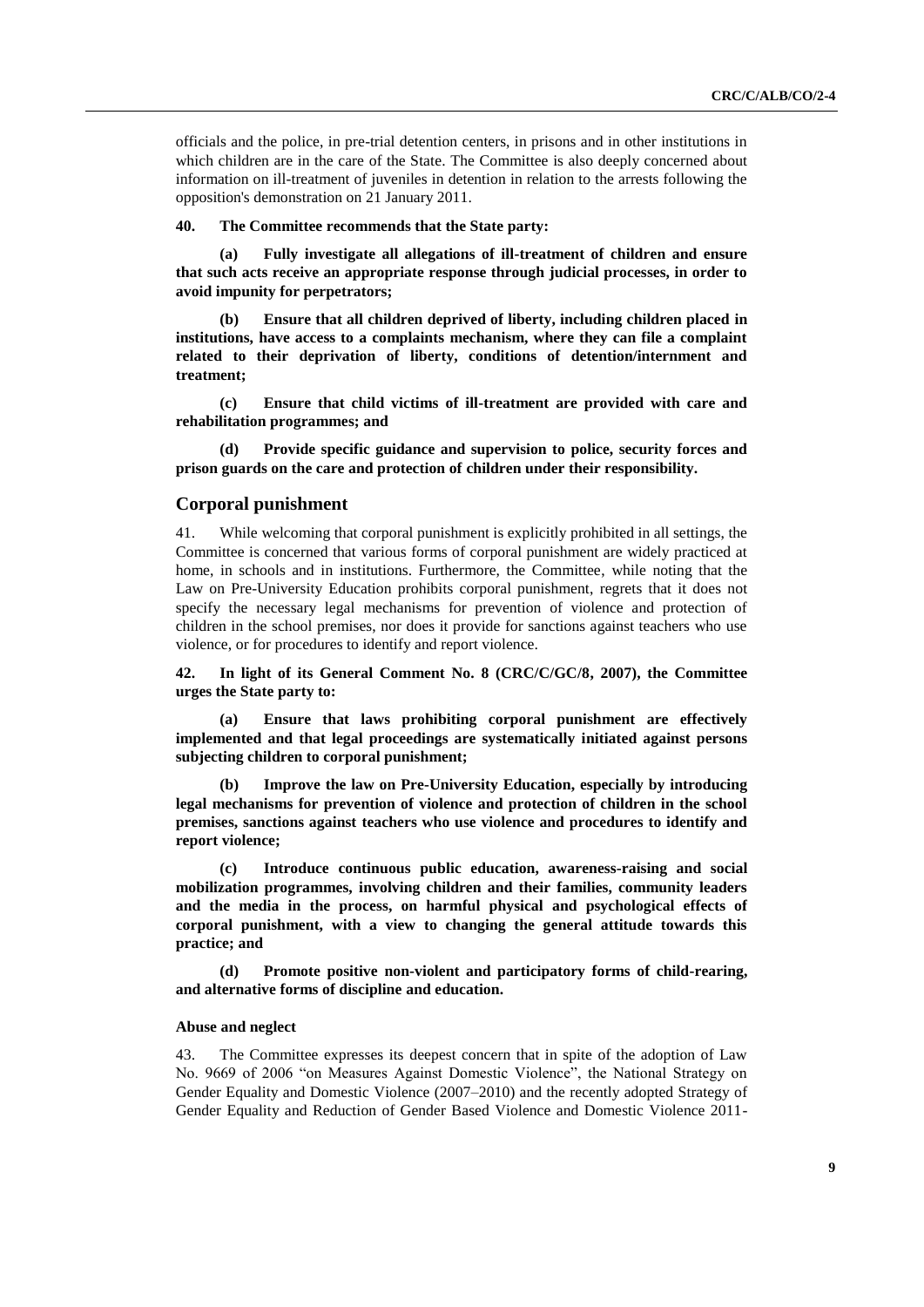officials and the police, in pre-trial detention centers, in prisons and in other institutions in which children are in the care of the State. The Committee is also deeply concerned about information on ill-treatment of juveniles in detention in relation to the arrests following the opposition's demonstration on 21 January 2011.

**40. The Committee recommends that the State party:**

**(a) Fully investigate all allegations of ill-treatment of children and ensure that such acts receive an appropriate response through judicial processes, in order to avoid impunity for perpetrators;**

**(b) Ensure that all children deprived of liberty, including children placed in institutions, have access to a complaints mechanism, where they can file a complaint related to their deprivation of liberty, conditions of detention/internment and treatment;**

**(c) Ensure that child victims of ill-treatment are provided with care and rehabilitation programmes; and**

**(d) Provide specific guidance and supervision to police, security forces and prison guards on the care and protection of children under their responsibility.**

## Corporal punishment

41. While welcoming that corporal punishment is explicitly prohibited in all settings, the Committee is concerned that various forms of corporal punishment are widely practiced at home, in schools and in institutions. Furthermore, the Committee, while noting that the Law on Pre-University Education prohibits corporal punishment, regrets that it does not specify the necessary legal mechanisms for prevention of violence and protection of children in the school premises, nor does it provide for sanctions against teachers who use violence, or for procedures to identify and report violence.

**42. In light of its General Comment No. 8 (CRC/C/GC/8, 2007), the Committee urges the State party to:**

**(a) Ensure that laws prohibiting corporal punishment are effectively implemented and that legal proceedings are systematically initiated against persons subjecting children to corporal punishment;**

**(b) Improve the law on Pre-University Education, especially by introducing legal mechanisms for prevention of violence and protection of children in the school premises, sanctions against teachers who use violence and procedures to identify and report violence;**

**(c) Introduce continuous public education, awareness-raising and social mobilization programmes, involving children and their families, community leaders and the media in the process, on harmful physical and psychological effects of corporal punishment, with a view to changing the general attitude towards this practice; and**

**(d) Promote positive non-violent and participatory forms of child-rearing, and alternative forms of discipline and education.**

### Abuse and neglect

43. The Committee expresses its deepest concern that in spite of the adoption of Law No. 9669 of 2006 "on Measures Against Domestic Violence", the National Strategy on Gender Equality and Domestic Violence (2007–2010) and the recently adopted Strategy of Gender Equality and Reduction of Gender Based Violence and Domestic Violence 2011-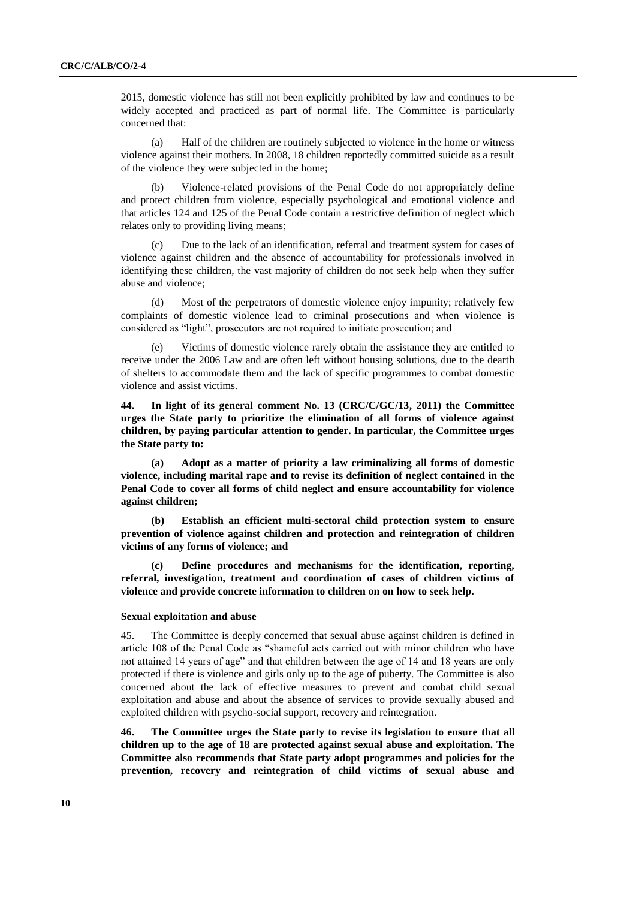2015, domestic violence has still not been explicitly prohibited by law and continues to be widely accepted and practiced as part of normal life. The Committee is particularly concerned that:

(a) Half of the children are routinely subjected to violence in the home or witness violence against their mothers. In 2008, 18 children reportedly committed suicide as a result of the violence they were subjected in the home;

(b) Violence-related provisions of the Penal Code do not appropriately define and protect children from violence, especially psychological and emotional violence and that articles 124 and 125 of the Penal Code contain a restrictive definition of neglect which relates only to providing living means;

(c) Due to the lack of an identification, referral and treatment system for cases of violence against children and the absence of accountability for professionals involved in identifying these children, the vast majority of children do not seek help when they suffer abuse and violence;

(d) Most of the perpetrators of domestic violence enjoy impunity; relatively few complaints of domestic violence lead to criminal prosecutions and when violence is considered as "light", prosecutors are not required to initiate prosecution; and

(e) Victims of domestic violence rarely obtain the assistance they are entitled to receive under the 2006 Law and are often left without housing solutions, due to the dearth of shelters to accommodate them and the lack of specific programmes to combat domestic violence and assist victims.

**44. In light of its general comment No. 13 (CRC/C/GC/13, 2011) the Committee urges the State party to prioritize the elimination of all forms of violence against children, by paying particular attention to gender. In particular, the Committee urges the State party to:**

**(a) Adopt as a matter of priority a law criminalizing all forms of domestic violence, including marital rape and to revise its definition of neglect contained in the Penal Code to cover all forms of child neglect and ensure accountability for violence against children;**

**(b) Establish an efficient multi-sectoral child protection system to ensure prevention of violence against children and protection and reintegration of children victims of any forms of violence; and**

**(c) Define procedures and mechanisms for the identification, reporting, referral, investigation, treatment and coordination of cases of children victims of violence and provide concrete information to children on on how to seek help.**

#### Sexual exploitation and abuse

45. The Committee is deeply concerned that sexual abuse against children is defined in article 108 of the Penal Code as "shameful acts carried out with minor children who have not attained 14 years of age" and that children between the age of 14 and 18 years are only protected if there is violence and girls only up to the age of puberty. The Committee is also concerned about the lack of effective measures to prevent and combat child sexual exploitation and abuse and about the absence of services to provide sexually abused and exploited children with psycho-social support, recovery and reintegration.

**46. The Committee urges the State party to revise its legislation to ensure that all children up to the age of 18 are protected against sexual abuse and exploitation. The Committee also recommends that State party adopt programmes and policies for the prevention, recovery and reintegration of child victims of sexual abuse and**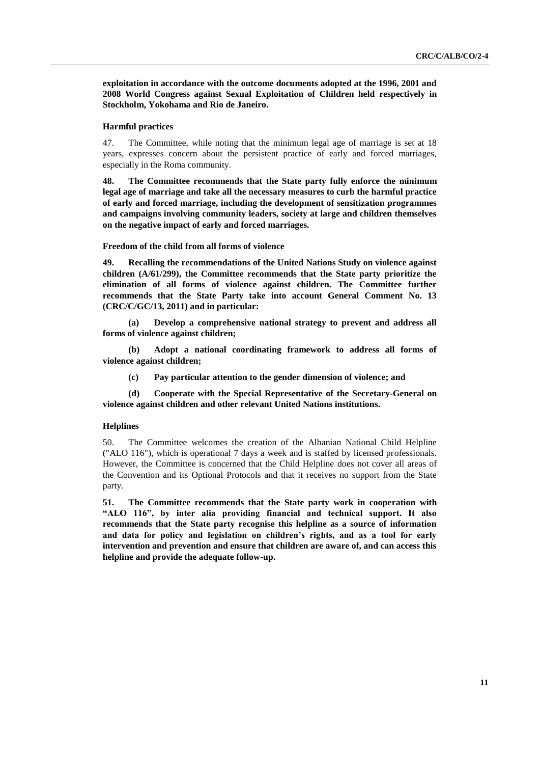**exploitation in accordance with the outcome documents adopted at the 1996, 2001 and 2008 World Congress against Sexual Exploitation of Children held respectively in Stockholm, Yokohama and Rio de Janeiro.**

### Harmful practices

47. The Committee, while noting that the minimum legal age of marriage is set at 18 years, expresses concern about the persistent practice of early and forced marriages, especially in the Roma community.

**48. The Committee recommends that the State party fully enforce the minimum legal age of marriage and take all the necessary measures to curb the harmful practice of early and forced marriage, including the development of sensitization programmes and campaigns involving community leaders, society at large and children themselves on the negative impact of early and forced marriages.**

### Freedom of the child from all forms of violence

**49. Recalling the recommendations of the United Nations Study on violence against children (A/61/299), the Committee recommends that the State party prioritize the elimination of all forms of violence against children. The Committee further recommends that the State Party take into account General Comment No. 13 (CRC/C/GC/13, 2011) and in particular:**

**(a) Develop a comprehensive national strategy to prevent and address all forms of violence against children;**

**(b) Adopt a national coordinating framework to address all forms of violence against children;**

**(c) Pay particular attention to the gender dimension of violence; and**

**(d) Cooperate with the Special Representative of the Secretary-General on violence against children and other relevant United Nations institutions.**

### Helplines

50. The Committee welcomes the creation of the Albanian National Child Helpline ("ALO 116"), which is operational 7 days a week and is staffed by licensed professionals. However, the Committee is concerned that the Child Helpline does not cover all areas of the Convention and its Optional Protocols and that it receives no support from the State party.

**51. The Committee recommends that the State party work in cooperation with "ALO 116", by inter alia providing financial and technical support. It also recommends that the State party recognise this helpline as a source of information and data for policy and legislation on children's rights, and as a tool for early intervention and prevention and ensure that children are aware of, and can access this helpline and provide the adequate follow-up.**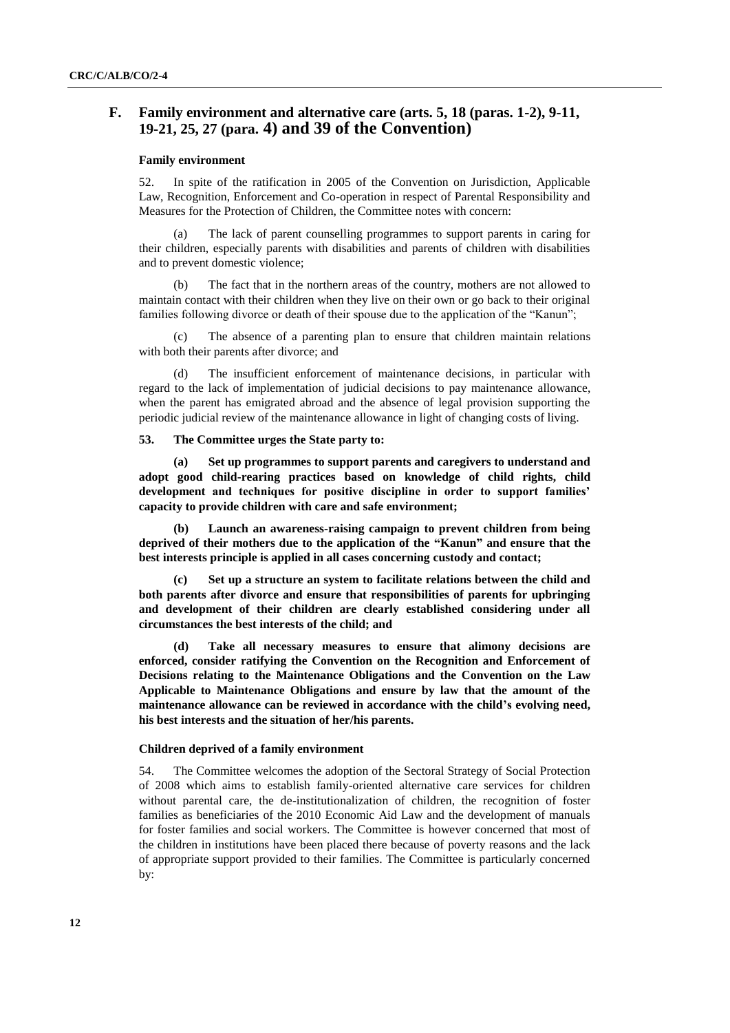## F. Family environment and alternative care (arts. 5, 18 (paras. 1-2), 9-11, 19-21, 25, 27 (para. 4) and 39 of the Convention)

### Family environment

52. In spite of the ratification in 2005 of the Convention on Jurisdiction, Applicable Law, Recognition, Enforcement and Co-operation in respect of Parental Responsibility and Measures for the Protection of Children, the Committee notes with concern:

(a) The lack of parent counselling programmes to support parents in caring for their children, especially parents with disabilities and parents of children with disabilities and to prevent domestic violence;

(b) The fact that in the northern areas of the country, mothers are not allowed to maintain contact with their children when they live on their own or go back to their original families following divorce or death of their spouse due to the application of the "Kanun";

(c) The absence of a parenting plan to ensure that children maintain relations with both their parents after divorce; and

(d) The insufficient enforcement of maintenance decisions, in particular with regard to the lack of implementation of judicial decisions to pay maintenance allowance, when the parent has emigrated abroad and the absence of legal provision supporting the periodic judicial review of the maintenance allowance in light of changing costs of living.

**53. The Committee urges the State party to:**

**(a) Set up programmes to support parents and caregivers to understand and adopt good child-rearing practices based on knowledge of child rights, child development and techniques for positive discipline in order to support families' capacity to provide children with care and safe environment;**

**(b) Launch an awareness-raising campaign to prevent children from being deprived of their mothers due to the application of the "Kanun" and ensure that the best interests principle is applied in all cases concerning custody and contact;**

**(c) Set up a structure an system to facilitate relations between the child and both parents after divorce and ensure that responsibilities of parents for upbringing and development of their children are clearly established considering under all circumstances the best interests of the child; and**

**(d) Take all necessary measures to ensure that alimony decisions are enforced, consider ratifying the Convention on the Recognition and Enforcement of Decisions relating to the Maintenance Obligations and the Convention on the Law Applicable to Maintenance Obligations and ensure by law that the amount of the maintenance allowance can be reviewed in accordance with the child's evolving need, his best interests and the situation of her/his parents.**

### Children deprived of a family environment

54. The Committee welcomes the adoption of the Sectoral Strategy of Social Protection of 2008 which aims to establish family-oriented alternative care services for children without parental care, the de-institutionalization of children, the recognition of foster families as beneficiaries of the 2010 Economic Aid Law and the development of manuals for foster families and social workers. The Committee is however concerned that most of the children in institutions have been placed there because of poverty reasons and the lack of appropriate support provided to their families. The Committee is particularly concerned by: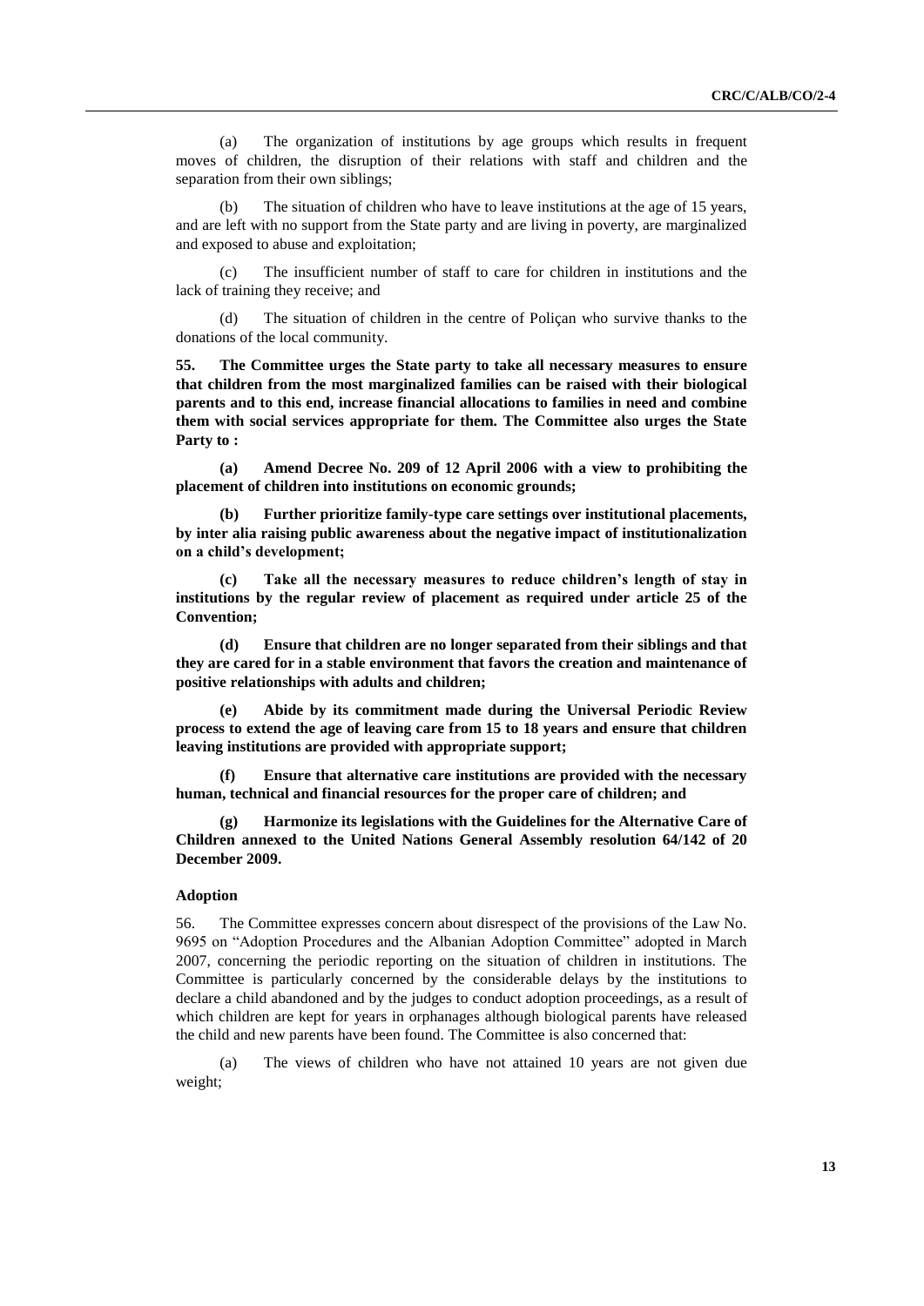(a) The organization of institutions by age groups which results in frequent moves of children, the disruption of their relations with staff and children and the separation from their own siblings;

(b) The situation of children who have to leave institutions at the age of 15 years, and are left with no support from the State party and are living in poverty, are marginalized and exposed to abuse and exploitation;

(c) The insufficient number of staff to care for children in institutions and the lack of training they receive; and

(d) The situation of children in the centre of Poliçan who survive thanks to the donations of the local community.

**55. The Committee urges the State party to take all necessary measures to ensure that children from the most marginalized families can be raised with their biological parents and to this end, increase financial allocations to families in need and combine them with social services appropriate for them. The Committee also urges the State Party to :**

**(a) Amend Decree No. 209 of 12 April 2006 with a view to prohibiting the placement of children into institutions on economic grounds;**

**(b) Further prioritize family-type care settings over institutional placements, by inter alia raising public awareness about the negative impact of institutionalization on a child's development;**

**(c) Take all the necessary measures to reduce children's length of stay in institutions by the regular review of placement as required under article 25 of the Convention;**

**(d) Ensure that children are no longer separated from their siblings and that they are cared for in a stable environment that favors the creation and maintenance of positive relationships with adults and children;**

**(e) Abide by its commitment made during the Universal Periodic Review process to extend the age of leaving care from 15 to 18 years and ensure that children leaving institutions are provided with appropriate support;**

**(f) Ensure that alternative care institutions are provided with the necessary human, technical and financial resources for the proper care of children; and**

**(g) Harmonize its legislations with the Guidelines for the Alternative Care of Children annexed to the United Nations General Assembly resolution 64/142 of 20 December 2009.**

### Adoption

56. The Committee expresses concern about disrespect of the provisions of the Law No. 9695 on "Adoption Procedures and the Albanian Adoption Committee" adopted in March 2007, concerning the periodic reporting on the situation of children in institutions. The Committee is particularly concerned by the considerable delays by the institutions to declare a child abandoned and by the judges to conduct adoption proceedings, as a result of which children are kept for years in orphanages although biological parents have released the child and new parents have been found. The Committee is also concerned that:

(a) The views of children who have not attained 10 years are not given due weight;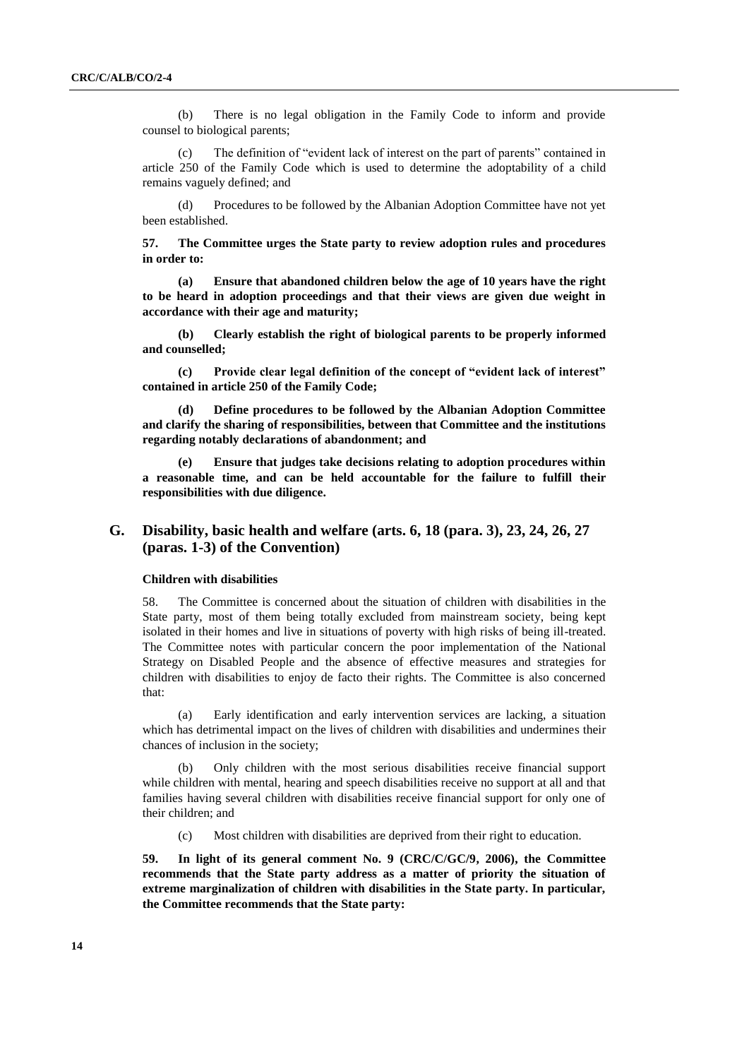(b) There is no legal obligation in the Family Code to inform and provide counsel to biological parents;

(c) The definition of "evident lack of interest on the part of parents" contained in article 250 of the Family Code which is used to determine the adoptability of a child remains vaguely defined; and

(d) Procedures to be followed by the Albanian Adoption Committee have not yet been established.

**57. The Committee urges the State party to review adoption rules and procedures in order to:**

**(a) Ensure that abandoned children below the age of 10 years have the right to be heard in adoption proceedings and that their views are given due weight in accordance with their age and maturity;**

**(b) Clearly establish the right of biological parents to be properly informed and counselled;**

**(c) Provide clear legal definition of the concept of "evident lack of interest" contained in article 250 of the Family Code;**

**(d) Define procedures to be followed by the Albanian Adoption Committee and clarify the sharing of responsibilities, between that Committee and the institutions regarding notably declarations of abandonment; and**

**(e) Ensure that judges take decisions relating to adoption procedures within a reasonable time, and can be held accountable for the failure to fulfill their responsibilities with due diligence.**

## G. Disability, basic health and welfare (arts. 6, 18 (para. 3), 23, 24, 26, 27 (paras. 1-3) of the Convention)

### Children with disabilities

58. The Committee is concerned about the situation of children with disabilities in the State party, most of them being totally excluded from mainstream society, being kept isolated in their homes and live in situations of poverty with high risks of being ill-treated. The Committee notes with particular concern the poor implementation of the National Strategy on Disabled People and the absence of effective measures and strategies for children with disabilities to enjoy de facto their rights. The Committee is also concerned that:

(a) Early identification and early intervention services are lacking, a situation which has detrimental impact on the lives of children with disabilities and undermines their chances of inclusion in the society;

(b) Only children with the most serious disabilities receive financial support while children with mental, hearing and speech disabilities receive no support at all and that families having several children with disabilities receive financial support for only one of their children; and

(c) Most children with disabilities are deprived from their right to education.

**59. In light of its general comment No. 9 (CRC/C/GC/9, 2006), the Committee recommends that the State party address as a matter of priority the situation of extreme marginalization of children with disabilities in the State party. In particular, the Committee recommends that the State party:**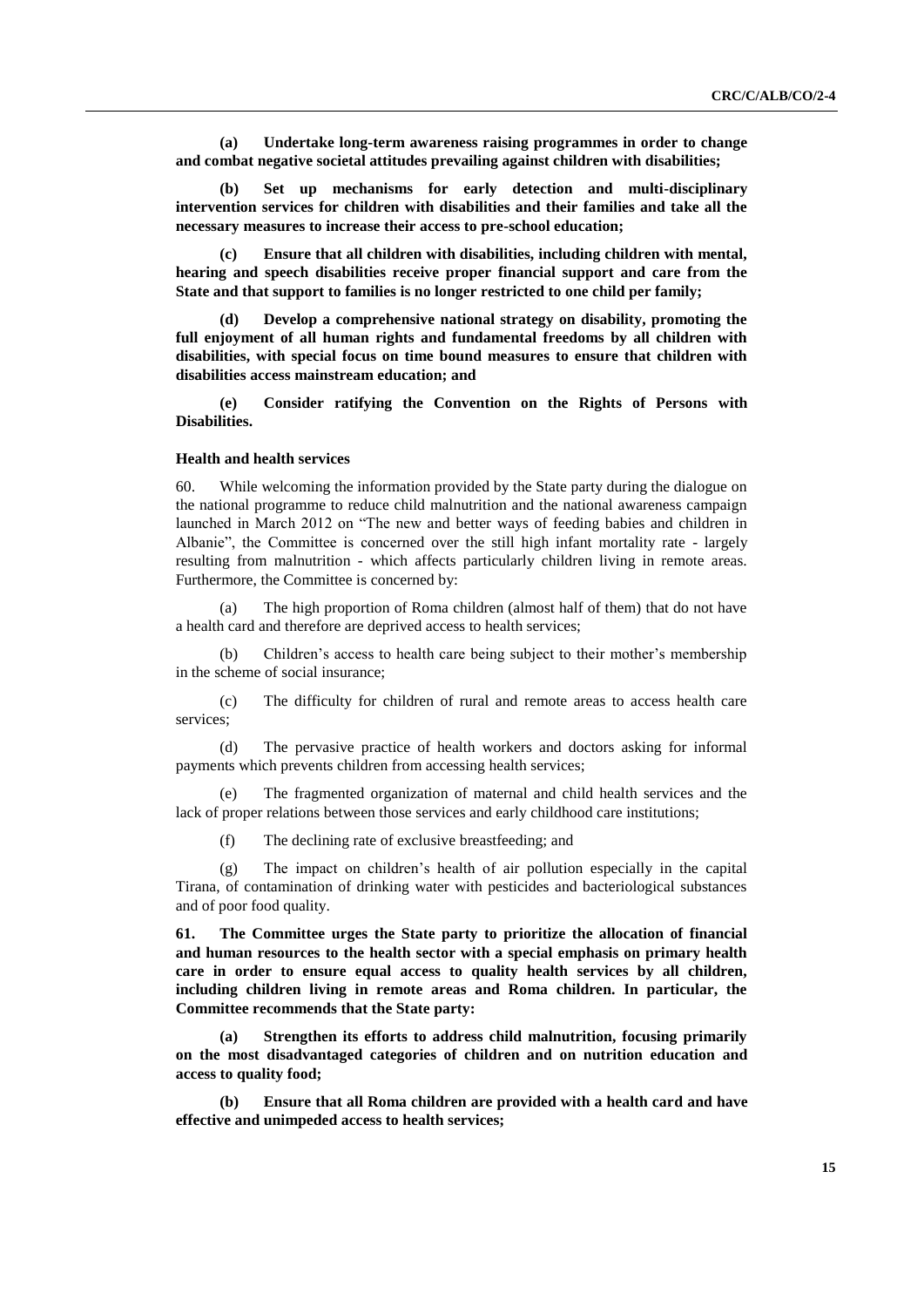**(a) Undertake long-term awareness raising programmes in order to change and combat negative societal attitudes prevailing against children with disabilities;**

**(b) Set up mechanisms for early detection and multi-disciplinary intervention services for children with disabilities and their families and take all the necessary measures to increase their access to pre-school education;**

**(c) Ensure that all children with disabilities, including children with mental, hearing and speech disabilities receive proper financial support and care from the State and that support to families is no longer restricted to one child per family;**

**(d) Develop a comprehensive national strategy on disability, promoting the full enjoyment of all human rights and fundamental freedoms by all children with disabilities, with special focus on time bound measures to ensure that children with disabilities access mainstream education; and**

**(e) Consider ratifying the Convention on the Rights of Persons with Disabilities.**

### Health and health services

60. While welcoming the information provided by the State party during the dialogue on the national programme to reduce child malnutrition and the national awareness campaign launched in March 2012 on "The new and better ways of feeding babies and children in Albanie", the Committee is concerned over the still high infant mortality rate - largely resulting from malnutrition - which affects particularly children living in remote areas. Furthermore, the Committee is concerned by:

(a) The high proportion of Roma children (almost half of them) that do not have a health card and therefore are deprived access to health services;

(b) Children's access to health care being subject to their mother's membership in the scheme of social insurance;

(c) The difficulty for children of rural and remote areas to access health care services;

(d) The pervasive practice of health workers and doctors asking for informal payments which prevents children from accessing health services;

(e) The fragmented organization of maternal and child health services and the lack of proper relations between those services and early childhood care institutions;

(f) The declining rate of exclusive breastfeeding; and

(g) The impact on children's health of air pollution especially in the capital Tirana, of contamination of drinking water with pesticides and bacteriological substances and of poor food quality.

**61. The Committee urges the State party to prioritize the allocation of financial and human resources to the health sector with a special emphasis on primary health care in order to ensure equal access to quality health services by all children, including children living in remote areas and Roma children. In particular, the Committee recommends that the State party:**

**(a) Strengthen its efforts to address child malnutrition, focusing primarily on the most disadvantaged categories of children and on nutrition education and access to quality food;**

**(b) Ensure that all Roma children are provided with a health card and have effective and unimpeded access to health services;**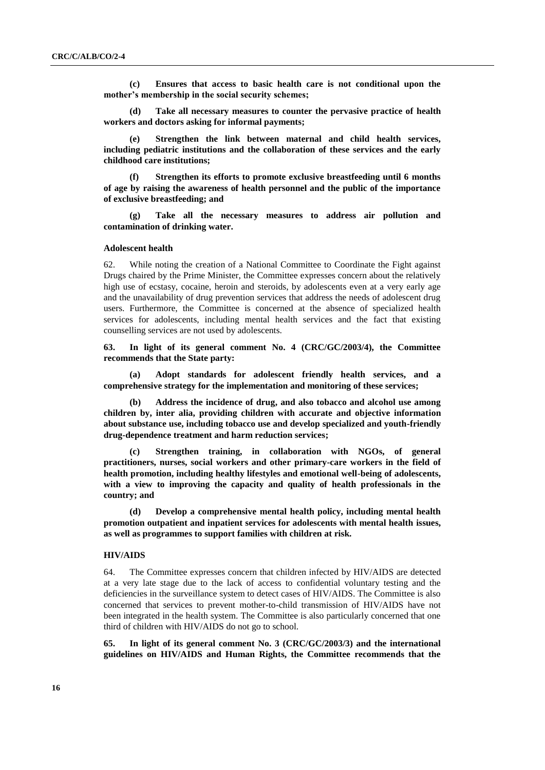**(c) Ensures that access to basic health care is not conditional upon the mother's membership in the social security schemes;**

**(d) Take all necessary measures to counter the pervasive practice of health workers and doctors asking for informal payments;**

**(e) Strengthen the link between maternal and child health services, including pediatric institutions and the collaboration of these services and the early childhood care institutions;**

**(f) Strengthen its efforts to promote exclusive breastfeeding until 6 months of age by raising the awareness of health personnel and the public of the importance of exclusive breastfeeding; and**

**(g) Take all the necessary measures to address air pollution and contamination of drinking water.**

### Adolescent health

62. While noting the creation of a National Committee to Coordinate the Fight against Drugs chaired by the Prime Minister, the Committee expresses concern about the relatively high use of ecstasy, cocaine, heroin and steroids, by adolescents even at a very early age and the unavailability of drug prevention services that address the needs of adolescent drug users. Furthermore, the Committee is concerned at the absence of specialized health services for adolescents, including mental health services and the fact that existing counselling services are not used by adolescents.

**63. In light of its general comment No. 4 (CRC/GC/2003/4), the Committee recommends that the State party:**

**(a) Adopt standards for adolescent friendly health services, and a comprehensive strategy for the implementation and monitoring of these services;**

**(b) Address the incidence of drug, and also tobacco and alcohol use among children by, inter alia, providing children with accurate and objective information about substance use, including tobacco use and develop specialized and youth-friendly drug-dependence treatment and harm reduction services;**

**(c) Strengthen training, in collaboration with NGOs, of general practitioners, nurses, social workers and other primary-care workers in the field of health promotion, including healthy lifestyles and emotional well-being of adolescents, with a view to improving the capacity and quality of health professionals in the country; and**

**(d) Develop a comprehensive mental health policy, including mental health promotion outpatient and inpatient services for adolescents with mental health issues, as well as programmes to support families with children at risk.**

### HIV/AIDS

64. The Committee expresses concern that children infected by HIV/AIDS are detected at a very late stage due to the lack of access to confidential voluntary testing and the deficiencies in the surveillance system to detect cases of HIV/AIDS. The Committee is also concerned that services to prevent mother-to-child transmission of HIV/AIDS have not been integrated in the health system. The Committee is also particularly concerned that one third of children with HIV/AIDS do not go to school.

**65. In light of its general comment No. 3 (CRC/GC/2003/3) and the international guidelines on HIV/AIDS and Human Rights, the Committee recommends that the**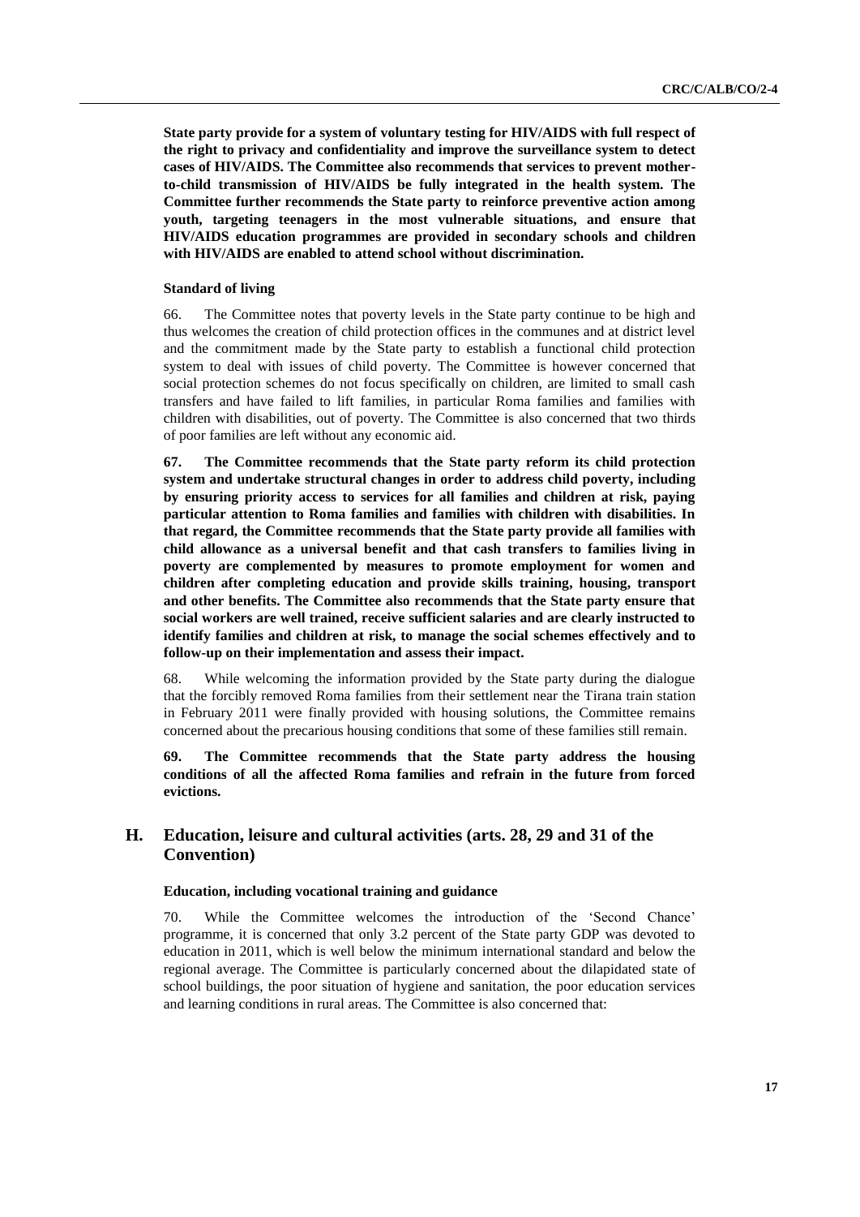**State party provide for a system of voluntary testing for HIV/AIDS with full respect of the right to privacy and confidentiality and improve the surveillance system to detect cases of HIV/AIDS. The Committee also recommends that services to prevent mother-to-child transmission of HIV/AIDS be fully integrated in the health system. The Committee further recommends the State party to reinforce preventive action among youth, targeting teenagers in the most vulnerable situations, and ensure that HIV/AIDS education programmes are provided in secondary schools and children with HIV/AIDS are enabled to attend school without discrimination.**

#### Standard of living

66. The Committee notes that poverty levels in the State party continue to be high and thus welcomes the creation of child protection offices in the communes and at district level and the commitment made by the State party to establish a functional child protection system to deal with issues of child poverty. The Committee is however concerned that social protection schemes do not focus specifically on children, are limited to small cash transfers and have failed to lift families, in particular Roma families and families with children with disabilities, out of poverty. The Committee is also concerned that two thirds of poor families are left without any economic aid.

**67. The Committee recommends that the State party reform its child protection system and undertake structural changes in order to address child poverty, including by ensuring priority access to services for all families and children at risk, paying particular attention to Roma families and families with children with disabilities. In that regard, the Committee recommends that the State party provide all families with child allowance as a universal benefit and that cash transfers to families living in poverty are complemented by measures to promote employment for women and children after completing education and provide skills training, housing, transport and other benefits. The Committee also recommends that the State party ensure that social workers are well trained, receive sufficient salaries and are clearly instructed to identify families and children at risk, to manage the social schemes effectively and to follow-up on their implementation and assess their impact.**

68. While welcoming the information provided by the State party during the dialogue that the forcibly removed Roma families from their settlement near the Tirana train station in February 2011 were finally provided with housing solutions, the Committee remains concerned about the precarious housing conditions that some of these families still remain.

**69. The Committee recommends that the State party address the housing conditions of all the affected Roma families and refrain in the future from forced evictions.**

## H. Education, leisure and cultural activities (arts. 28, 29 and 31 of the Convention)

#### Education, including vocational training and guidance

70. While the Committee welcomes the introduction of the 'Second Chance' programme, it is concerned that only 3.2 percent of the State party GDP was devoted to education in 2011, which is well below the minimum international standard and below the regional average. The Committee is particularly concerned about the dilapidated state of school buildings, the poor situation of hygiene and sanitation, the poor education services and learning conditions in rural areas. The Committee is also concerned that: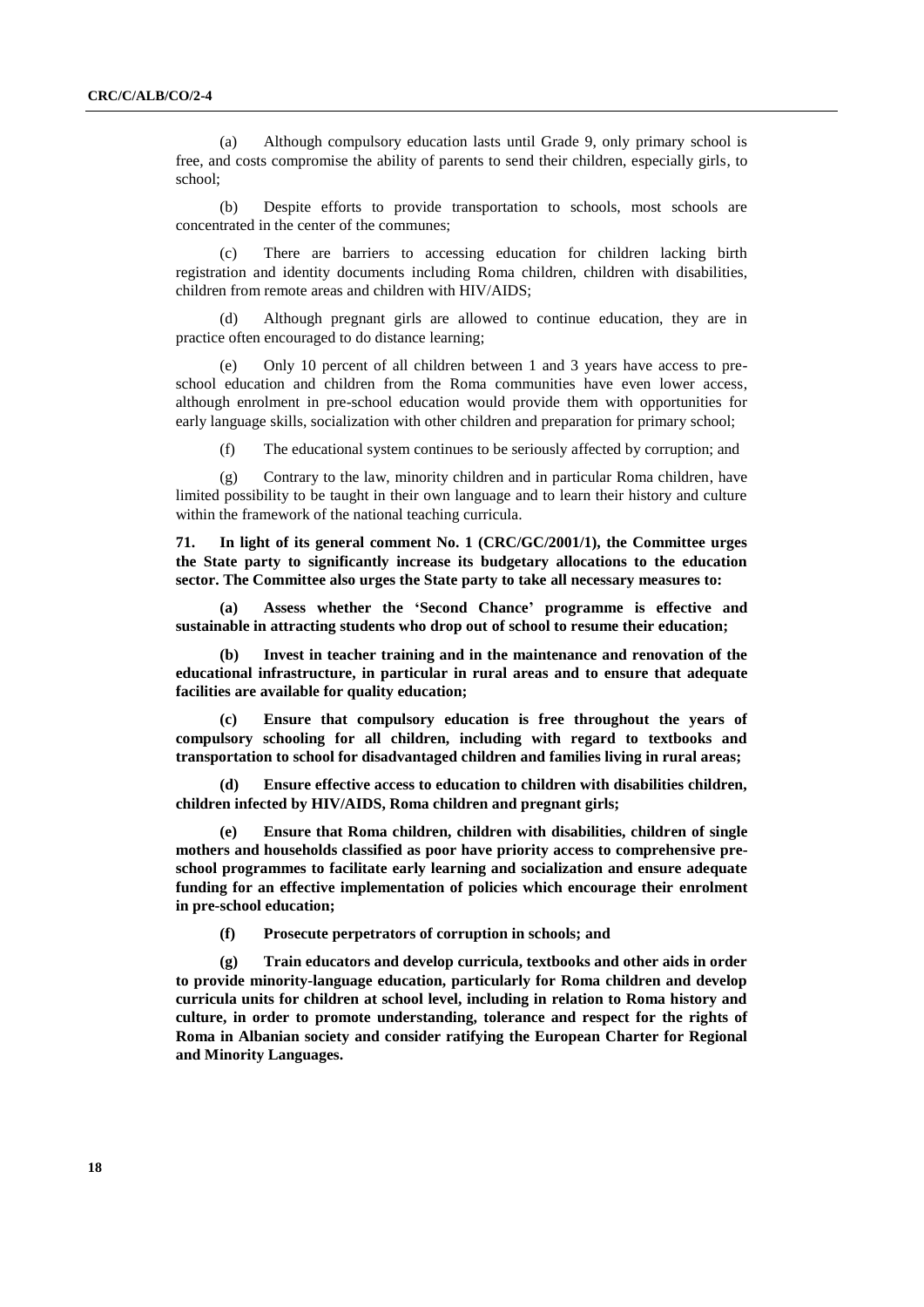(a) Although compulsory education lasts until Grade 9, only primary school is free, and costs compromise the ability of parents to send their children, especially girls, to school;

(b) Despite efforts to provide transportation to schools, most schools are concentrated in the center of the communes;

(c) There are barriers to accessing education for children lacking birth registration and identity documents including Roma children, children with disabilities, children from remote areas and children with HIV/AIDS;

(d) Although pregnant girls are allowed to continue education, they are in practice often encouraged to do distance learning;

(e) Only 10 percent of all children between 1 and 3 years have access to pre-school education and children from the Roma communities have even lower access, although enrolment in pre-school education would provide them with opportunities for early language skills, socialization with other children and preparation for primary school;

(f) The educational system continues to be seriously affected by corruption; and

(g) Contrary to the law, minority children and in particular Roma children, have limited possibility to be taught in their own language and to learn their history and culture within the framework of the national teaching curricula.

**71. In light of its general comment No. 1 (CRC/GC/2001/1), the Committee urges the State party to significantly increase its budgetary allocations to the education sector. The Committee also urges the State party to take all necessary measures to:**

**(a) Assess whether the 'Second Chance' programme is effective and sustainable in attracting students who drop out of school to resume their education;**

**(b) Invest in teacher training and in the maintenance and renovation of the educational infrastructure, in particular in rural areas and to ensure that adequate facilities are available for quality education;**

**(c) Ensure that compulsory education is free throughout the years of compulsory schooling for all children, including with regard to textbooks and transportation to school for disadvantaged children and families living in rural areas;**

**(d) Ensure effective access to education to children with disabilities children, children infected by HIV/AIDS, Roma children and pregnant girls;**

**(e) Ensure that Roma children, children with disabilities, children of single mothers and households classified as poor have priority access to comprehensive pre-school programmes to facilitate early learning and socialization and ensure adequate funding for an effective implementation of policies which encourage their enrolment in pre-school education;**

**(f) Prosecute perpetrators of corruption in schools; and**

**(g) Train educators and develop curricula, textbooks and other aids in order to provide minority-language education, particularly for Roma children and develop curricula units for children at school level, including in relation to Roma history and culture, in order to promote understanding, tolerance and respect for the rights of Roma in Albanian society and consider ratifying the European Charter for Regional and Minority Languages.**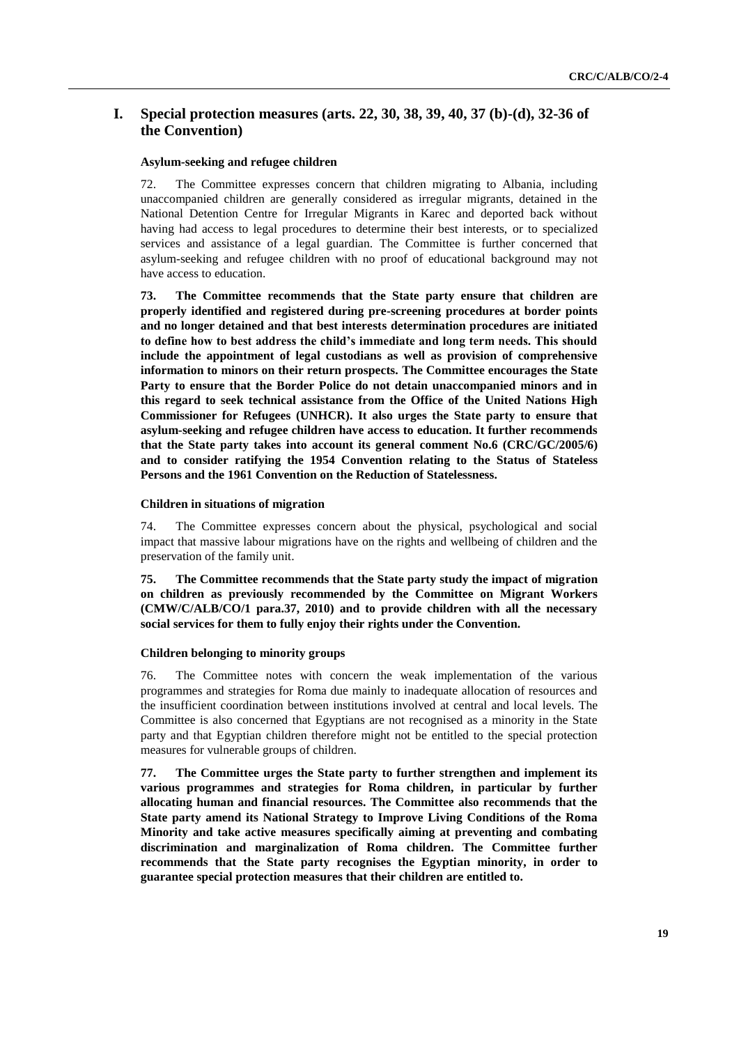## I. Special protection measures (arts. 22, 30, 38, 39, 40, 37 (b)-(d), 32-36 of the Convention)

### Asylum-seeking and refugee children

72. The Committee expresses concern that children migrating to Albania, including unaccompanied children are generally considered as irregular migrants, detained in the National Detention Centre for Irregular Migrants in Karec and deported back without having had access to legal procedures to determine their best interests, or to specialized services and assistance of a legal guardian. The Committee is further concerned that asylum-seeking and refugee children with no proof of educational background may not have access to education.

**73. The Committee recommends that the State party ensure that children are properly identified and registered during pre-screening procedures at border points and no longer detained and that best interests determination procedures are initiated to define how to best address the child's immediate and long term needs. This should include the appointment of legal custodians as well as provision of comprehensive information to minors on their return prospects. The Committee encourages the State Party to ensure that the Border Police do not detain unaccompanied minors and in this regard to seek technical assistance from the Office of the United Nations High Commissioner for Refugees (UNHCR). It also urges the State party to ensure that asylum-seeking and refugee children have access to education. It further recommends that the State party takes into account its general comment No.6 (CRC/GC/2005/6) and to consider ratifying the 1954 Convention relating to the Status of Stateless Persons and the 1961 Convention on the Reduction of Statelessness.**

### Children in situations of migration

74. The Committee expresses concern about the physical, psychological and social impact that massive labour migrations have on the rights and wellbeing of children and the preservation of the family unit.

**75. The Committee recommends that the State party study the impact of migration on children as previously recommended by the Committee on Migrant Workers (CMW/C/ALB/CO/1 para.37, 2010) and to provide children with all the necessary social services for them to fully enjoy their rights under the Convention.**

### Children belonging to minority groups

76. The Committee notes with concern the weak implementation of the various programmes and strategies for Roma due mainly to inadequate allocation of resources and the insufficient coordination between institutions involved at central and local levels. The Committee is also concerned that Egyptians are not recognised as a minority in the State party and that Egyptian children therefore might not be entitled to the special protection measures for vulnerable groups of children.

**77. The Committee urges the State party to further strengthen and implement its various programmes and strategies for Roma children, in particular by further allocating human and financial resources. The Committee also recommends that the State party amend its National Strategy to Improve Living Conditions of the Roma Minority and take active measures specifically aiming at preventing and combating discrimination and marginalization of Roma children. The Committee further recommends that the State party recognises the Egyptian minority, in order to guarantee special protection measures that their children are entitled to.**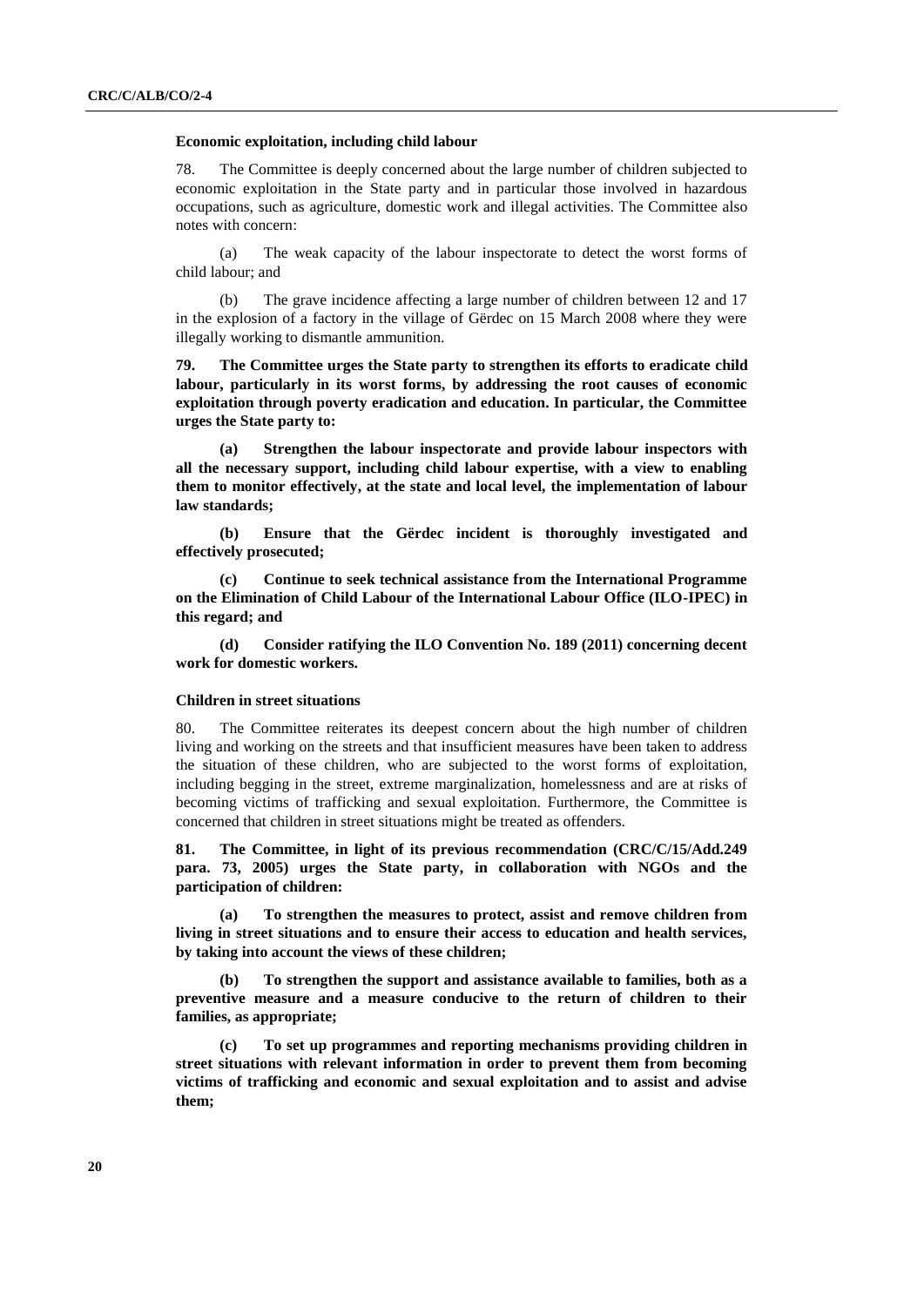### Economic exploitation, including child labour

78. The Committee is deeply concerned about the large number of children subjected to economic exploitation in the State party and in particular those involved in hazardous occupations, such as agriculture, domestic work and illegal activities. The Committee also notes with concern:

(a) The weak capacity of the labour inspectorate to detect the worst forms of child labour; and

(b) The grave incidence affecting a large number of children between 12 and 17 in the explosion of a factory in the village of Gërdec on 15 March 2008 where they were illegally working to dismantle ammunition.

**79. The Committee urges the State party to strengthen its efforts to eradicate child labour, particularly in its worst forms, by addressing the root causes of economic exploitation through poverty eradication and education. In particular, the Committee urges the State party to:**

**(a) Strengthen the labour inspectorate and provide labour inspectors with all the necessary support, including child labour expertise, with a view to enabling them to monitor effectively, at the state and local level, the implementation of labour law standards;**

**(b) Ensure that the Gërdec incident is thoroughly investigated and effectively prosecuted;**

**(c) Continue to seek technical assistance from the International Programme on the Elimination of Child Labour of the International Labour Office (ILO-IPEC) in this regard; and**

**(d) Consider ratifying the ILO Convention No. 189 (2011) concerning decent work for domestic workers.**

### Children in street situations

80. The Committee reiterates its deepest concern about the high number of children living and working on the streets and that insufficient measures have been taken to address the situation of these children, who are subjected to the worst forms of exploitation, including begging in the street, extreme marginalization, homelessness and are at risks of becoming victims of trafficking and sexual exploitation. Furthermore, the Committee is concerned that children in street situations might be treated as offenders.

**81. The Committee, in light of its previous recommendation (CRC/C/15/Add.249 para. 73, 2005) urges the State party, in collaboration with NGOs and the participation of children:**

**(a) To strengthen the measures to protect, assist and remove children from living in street situations and to ensure their access to education and health services, by taking into account the views of these children;**

**(b) To strengthen the support and assistance available to families, both as a preventive measure and a measure conducive to the return of children to their families, as appropriate;**

**(c) To set up programmes and reporting mechanisms providing children in street situations with relevant information in order to prevent them from becoming victims of trafficking and economic and sexual exploitation and to assist and advise them;**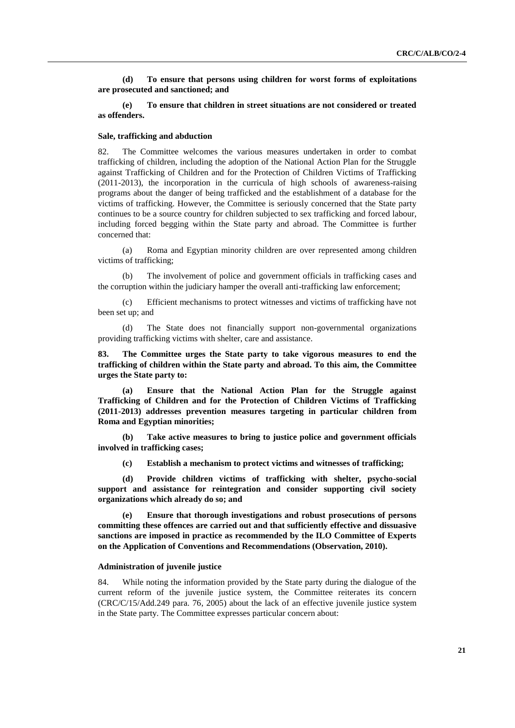**(d) To ensure that persons using children for worst forms of exploitations are prosecuted and sanctioned; and**

**(e) To ensure that children in street situations are not considered or treated as offenders.**

#### Sale, trafficking and abduction

82. The Committee welcomes the various measures undertaken in order to combat trafficking of children, including the adoption of the National Action Plan for the Struggle against Trafficking of Children and for the Protection of Children Victims of Trafficking (2011-2013), the incorporation in the curricula of high schools of awareness-raising programs about the danger of being trafficked and the establishment of a database for the victims of trafficking. However, the Committee is seriously concerned that the State party continues to be a source country for children subjected to sex trafficking and forced labour, including forced begging within the State party and abroad. The Committee is further concerned that:

(a) Roma and Egyptian minority children are over represented among children victims of trafficking;

(b) The involvement of police and government officials in trafficking cases and the corruption within the judiciary hamper the overall anti-trafficking law enforcement;

(c) Efficient mechanisms to protect witnesses and victims of trafficking have not been set up; and

(d) The State does not financially support non-governmental organizations providing trafficking victims with shelter, care and assistance.

**83. The Committee urges the State party to take vigorous measures to end the trafficking of children within the State party and abroad. To this aim, the Committee urges the State party to:**

**(a) Ensure that the National Action Plan for the Struggle against Trafficking of Children and for the Protection of Children Victims of Trafficking (2011-2013) addresses prevention measures targeting in particular children from Roma and Egyptian minorities;**

**(b) Take active measures to bring to justice police and government officials involved in trafficking cases;**

**(c) Establish a mechanism to protect victims and witnesses of trafficking;**

**(d) Provide children victims of trafficking with shelter, psycho-social support and assistance for reintegration and consider supporting civil society organizations which already do so; and**

**(e) Ensure that thorough investigations and robust prosecutions of persons committing these offences are carried out and that sufficiently effective and dissuasive sanctions are imposed in practice as recommended by the ILO Committee of Experts on the Application of Conventions and Recommendations (Observation, 2010).**

#### Administration of juvenile justice

84. While noting the information provided by the State party during the dialogue of the current reform of the juvenile justice system, the Committee reiterates its concern (CRC/C/15/Add.249 para. 76, 2005) about the lack of an effective juvenile justice system in the State party. The Committee expresses particular concern about: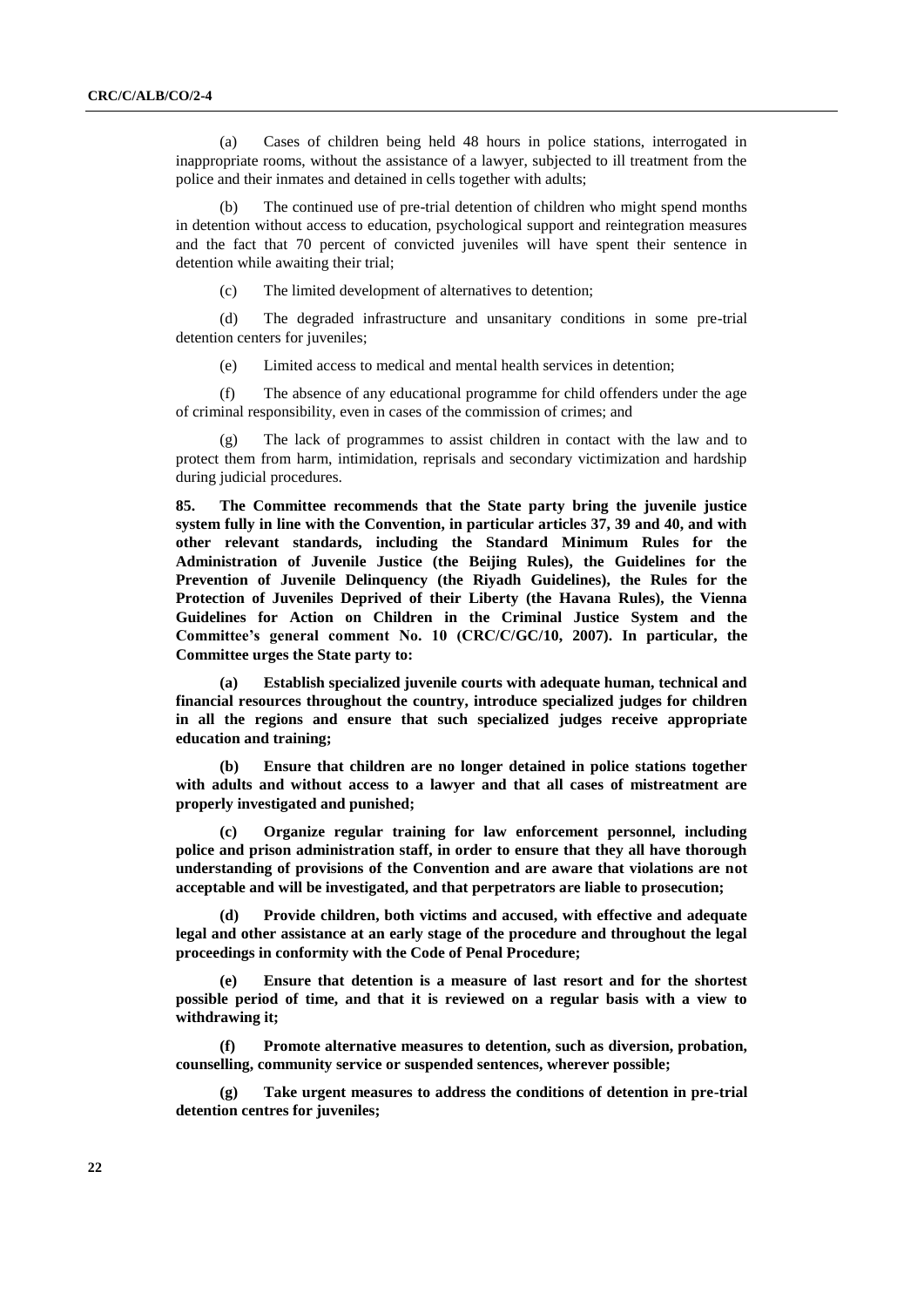(a) Cases of children being held 48 hours in police stations, interrogated in inappropriate rooms, without the assistance of a lawyer, subjected to ill treatment from the police and their inmates and detained in cells together with adults;

(b) The continued use of pre-trial detention of children who might spend months in detention without access to education, psychological support and reintegration measures and the fact that 70 percent of convicted juveniles will have spent their sentence in detention while awaiting their trial;

(c) The limited development of alternatives to detention;

(d) The degraded infrastructure and unsanitary conditions in some pre-trial detention centers for juveniles;

(e) Limited access to medical and mental health services in detention;

(f) The absence of any educational programme for child offenders under the age of criminal responsibility, even in cases of the commission of crimes; and

(g) The lack of programmes to assist children in contact with the law and to protect them from harm, intimidation, reprisals and secondary victimization and hardship during judicial procedures.

**85. The Committee recommends that the State party bring the juvenile justice system fully in line with the Convention, in particular articles 37, 39 and 40, and with other relevant standards, including the Standard Minimum Rules for the Administration of Juvenile Justice (the Beijing Rules), the Guidelines for the Prevention of Juvenile Delinquency (the Riyadh Guidelines), the Rules for the Protection of Juveniles Deprived of their Liberty (the Havana Rules), the Vienna Guidelines for Action on Children in the Criminal Justice System and the Committee's general comment No. 10 (CRC/C/GC/10, 2007). In particular, the Committee urges the State party to:**

**(a) Establish specialized juvenile courts with adequate human, technical and financial resources throughout the country, introduce specialized judges for children in all the regions and ensure that such specialized judges receive appropriate education and training;**

**(b) Ensure that children are no longer detained in police stations together with adults and without access to a lawyer and that all cases of mistreatment are properly investigated and punished;**

**(c) Organize regular training for law enforcement personnel, including police and prison administration staff, in order to ensure that they all have thorough understanding of provisions of the Convention and are aware that violations are not acceptable and will be investigated, and that perpetrators are liable to prosecution;**

**(d) Provide children, both victims and accused, with effective and adequate legal and other assistance at an early stage of the procedure and throughout the legal proceedings in conformity with the Code of Penal Procedure;**

**(e) Ensure that detention is a measure of last resort and for the shortest possible period of time, and that it is reviewed on a regular basis with a view to withdrawing it;**

**(f) Promote alternative measures to detention, such as diversion, probation, counselling, community service or suspended sentences, wherever possible;**

**(g) Take urgent measures to address the conditions of detention in pre-trial detention centres for juveniles;**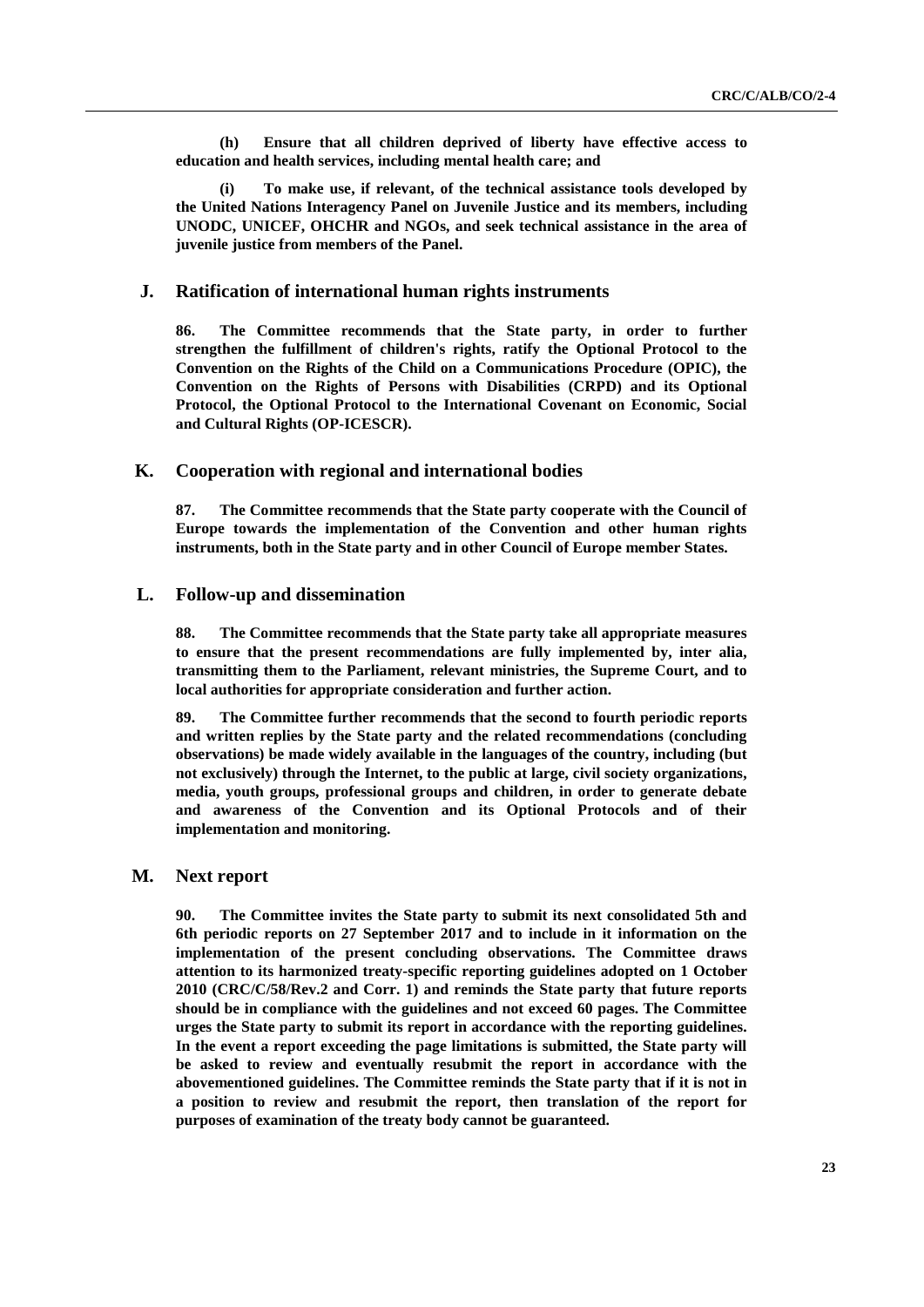**(h) Ensure that all children deprived of liberty have effective access to education and health services, including mental health care; and**

**(i) To make use, if relevant, of the technical assistance tools developed by the United Nations Interagency Panel on Juvenile Justice and its members, including UNODC, UNICEF, OHCHR and NGOs, and seek technical assistance in the area of juvenile justice from members of the Panel.**

## J. Ratification of international human rights instruments

**86. The Committee recommends that the State party, in order to further strengthen the fulfillment of children's rights, ratify the Optional Protocol to the Convention on the Rights of the Child on a Communications Procedure (OPIC), the Convention on the Rights of Persons with Disabilities (CRPD) and its Optional Protocol, the Optional Protocol to the International Covenant on Economic, Social and Cultural Rights (OP-ICESCR).**

## K. Cooperation with regional and international bodies

**87. The Committee recommends that the State party cooperate with the Council of Europe towards the implementation of the Convention and other human rights instruments, both in the State party and in other Council of Europe member States.**

## L. Follow-up and dissemination

**88. The Committee recommends that the State party take all appropriate measures to ensure that the present recommendations are fully implemented by, inter alia, transmitting them to the Parliament, relevant ministries, the Supreme Court, and to local authorities for appropriate consideration and further action.**

**89. The Committee further recommends that the second to fourth periodic reports and written replies by the State party and the related recommendations (concluding observations) be made widely available in the languages of the country, including (but not exclusively) through the Internet, to the public at large, civil society organizations, media, youth groups, professional groups and children, in order to generate debate and awareness of the Convention and its Optional Protocols and of their implementation and monitoring.**

## M. Next report

**90. The Committee invites the State party to submit its next consolidated 5th and 6th periodic reports on 27 September 2017 and to include in it information on the implementation of the present concluding observations. The Committee draws attention to its harmonized treaty-specific reporting guidelines adopted on 1 October 2010 (CRC/C/58/Rev.2 and Corr. 1) and reminds the State party that future reports should be in compliance with the guidelines and not exceed 60 pages. The Committee urges the State party to submit its report in accordance with the reporting guidelines. In the event a report exceeding the page limitations is submitted, the State party will be asked to review and eventually resubmit the report in accordance with the abovementioned guidelines. The Committee reminds the State party that if it is not in a position to review and resubmit the report, then translation of the report for purposes of examination of the treaty body cannot be guaranteed.**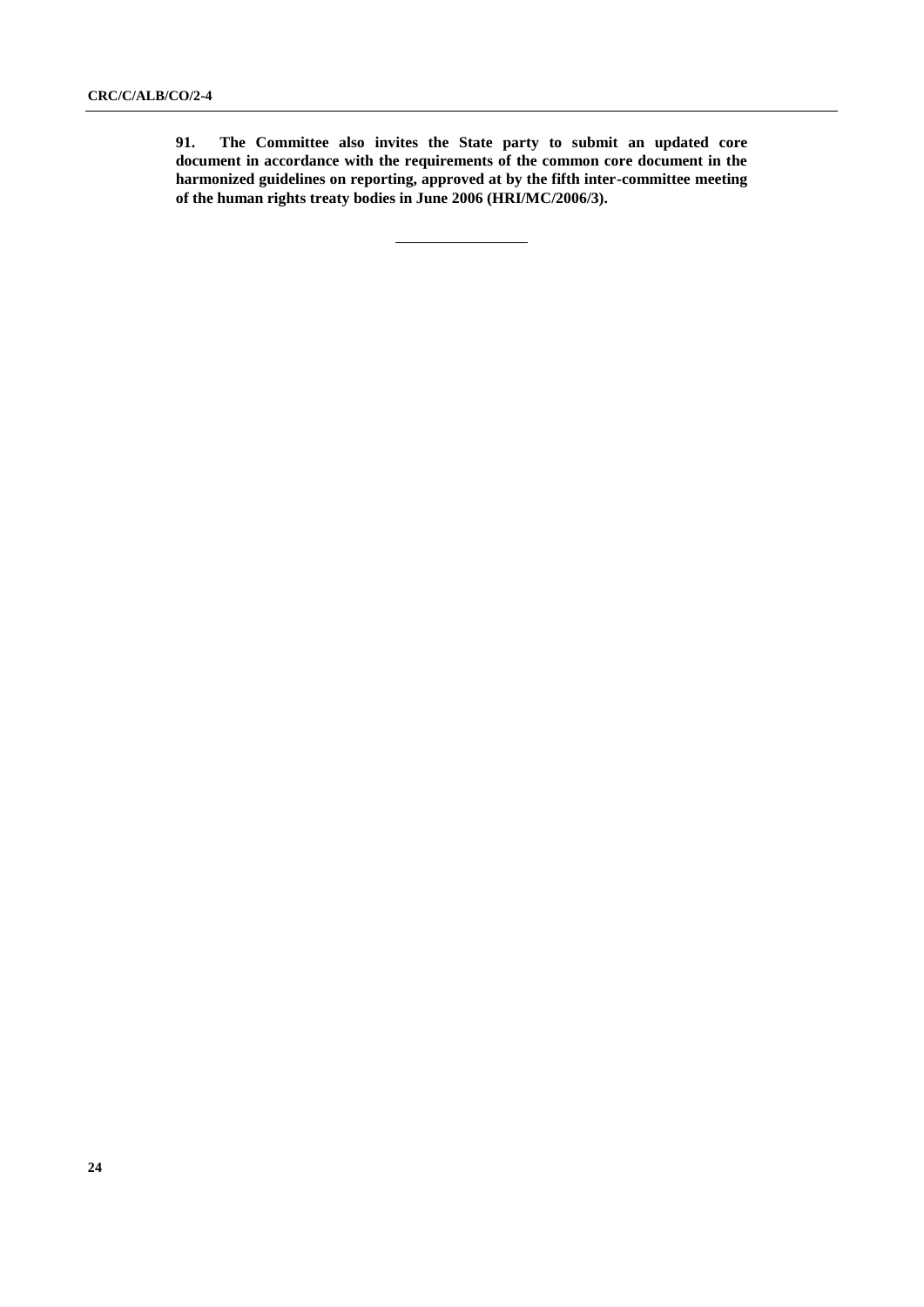**91. The Committee also invites the State party to submit an updated core document in accordance with the requirements of the common core document in the harmonized guidelines on reporting, approved at by the fifth inter-committee meeting of the human rights treaty bodies in June 2006 (HRI/MC/2006/3).**